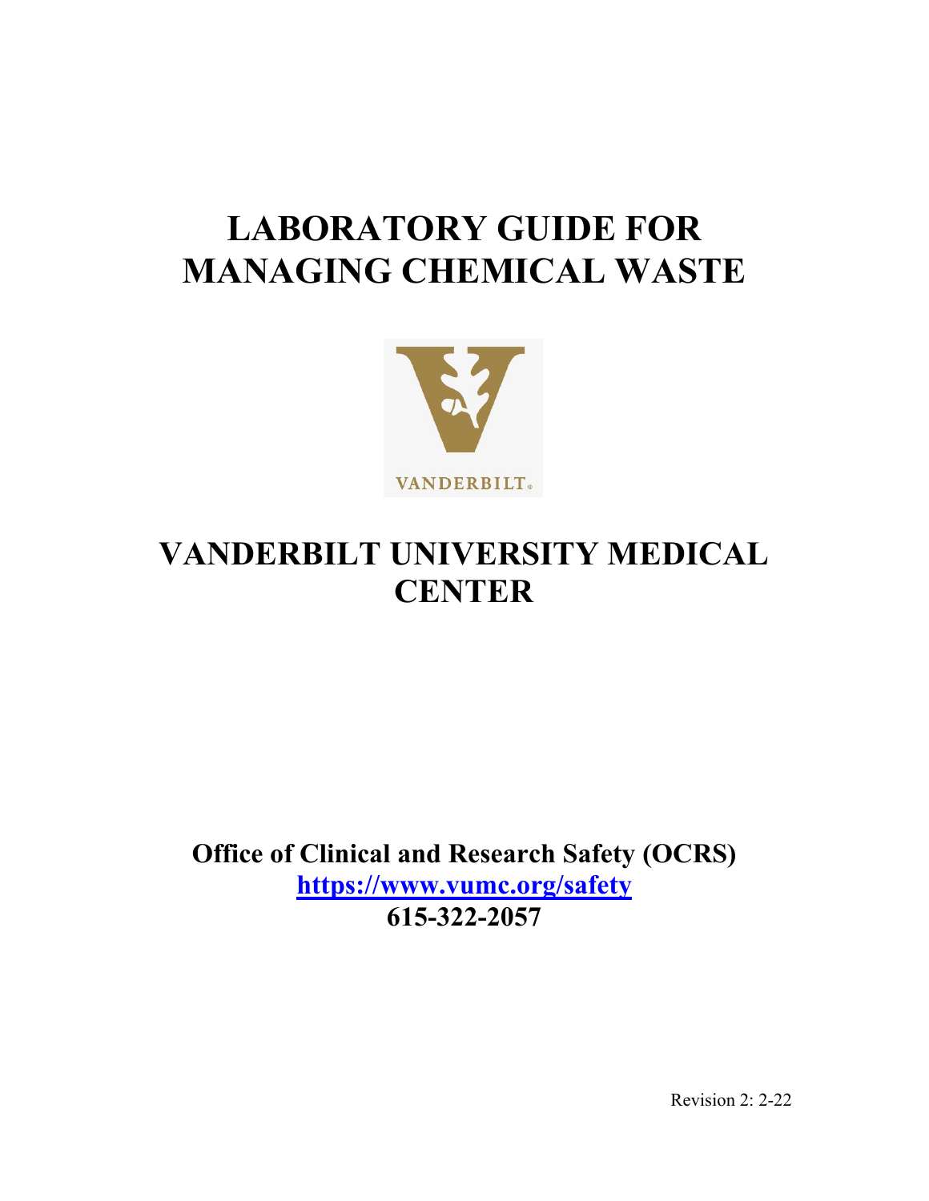# LABORATORY GUIDE FOR MANAGING CHEMICAL WASTE

VANDERBILT

## VANDERBILT UNIVERSITY MEDICAL CENTER

**Office of Clinical and Research Safety (OCRS)**
**https://www.vumc.org/safety**
**615-322-2057**

Revision 2: 2-22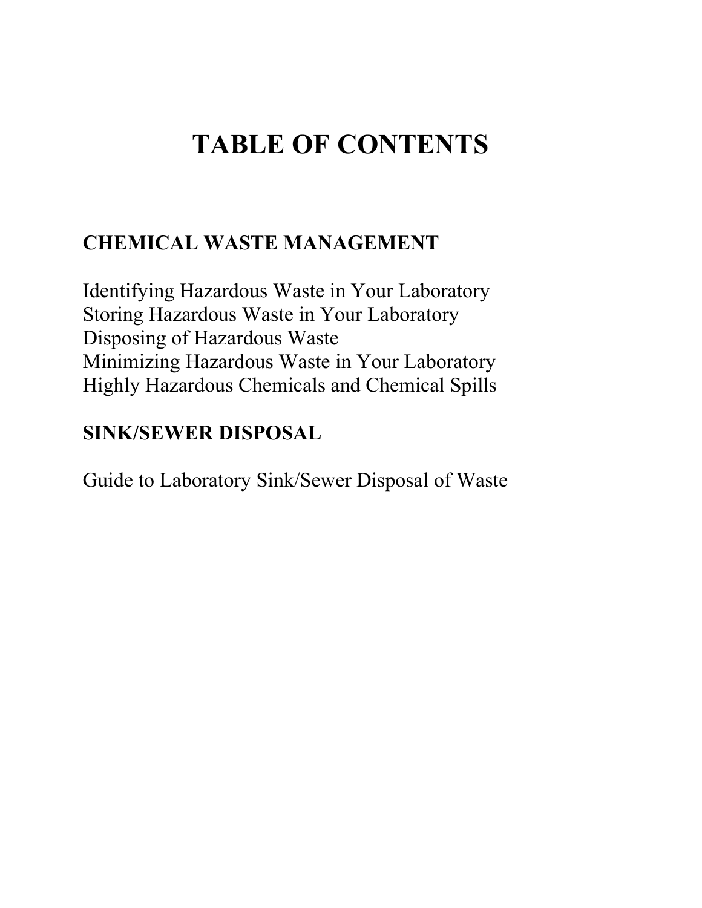# TABLE OF CONTENTS

## CHEMICAL WASTE MANAGEMENT

Identifying Hazardous Waste in Your Laboratory
Storing Hazardous Waste in Your Laboratory
Disposing of Hazardous Waste
Minimizing Hazardous Waste in Your Laboratory
Highly Hazardous Chemicals and Chemical Spills

## SINK/SEWER DISPOSAL

Guide to Laboratory Sink/Sewer Disposal of Waste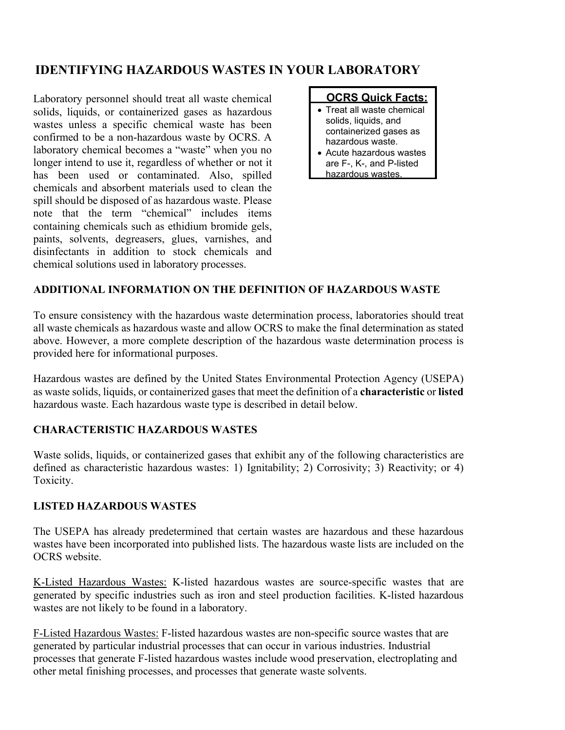# IDENTIFYING HAZARDOUS WASTES IN YOUR LABORATORY

Laboratory personnel should treat all waste chemical solids, liquids, or containerized gases as hazardous wastes unless a specific chemical waste has been confirmed to be a non-hazardous waste by OCRS. A laboratory chemical becomes a "waste" when you no longer intend to use it, regardless of whether or not it has been used or contaminated. Also, spilled chemicals and absorbent materials used to clean the spill should be disposed of as hazardous waste. Please note that the term "chemical" includes items containing chemicals such as ethidium bromide gels, paints, solvents, degreasers, glues, varnishes, and disinfectants in addition to stock chemicals and chemical solutions used in laboratory processes.

**OCRS Quick Facts:**

- Treat all waste chemical solids, liquids, and containerized gases as hazardous waste.
- Acute hazardous wastes are F-, K-, and P-listed hazardous wastes.

## ADDITIONAL INFORMATION ON THE DEFINITION OF HAZARDOUS WASTE

To ensure consistency with the hazardous waste determination process, laboratories should treat all waste chemicals as hazardous waste and allow OCRS to make the final determination as stated above. However, a more complete description of the hazardous waste determination process is provided here for informational purposes.

Hazardous wastes are defined by the United States Environmental Protection Agency (USEPA) as waste solids, liquids, or containerized gases that meet the definition of a **characteristic** or **listed** hazardous waste. Each hazardous waste type is described in detail below.

## CHARACTERISTIC HAZARDOUS WASTES

Waste solids, liquids, or containerized gases that exhibit any of the following characteristics are defined as characteristic hazardous wastes: 1) Ignitability; 2) Corrosivity; 3) Reactivity; or 4) Toxicity.

## LISTED HAZARDOUS WASTES

The USEPA has already predetermined that certain wastes are hazardous and these hazardous wastes have been incorporated into published lists. The hazardous waste lists are included on the OCRS website.

K-Listed Hazardous Wastes: K-listed hazardous wastes are source-specific wastes that are generated by specific industries such as iron and steel production facilities. K-listed hazardous wastes are not likely to be found in a laboratory.

F-Listed Hazardous Wastes: F-listed hazardous wastes are non-specific source wastes that are generated by particular industrial processes that can occur in various industries. Industrial processes that generate F-listed hazardous wastes include wood preservation, electroplating and other metal finishing processes, and processes that generate waste solvents.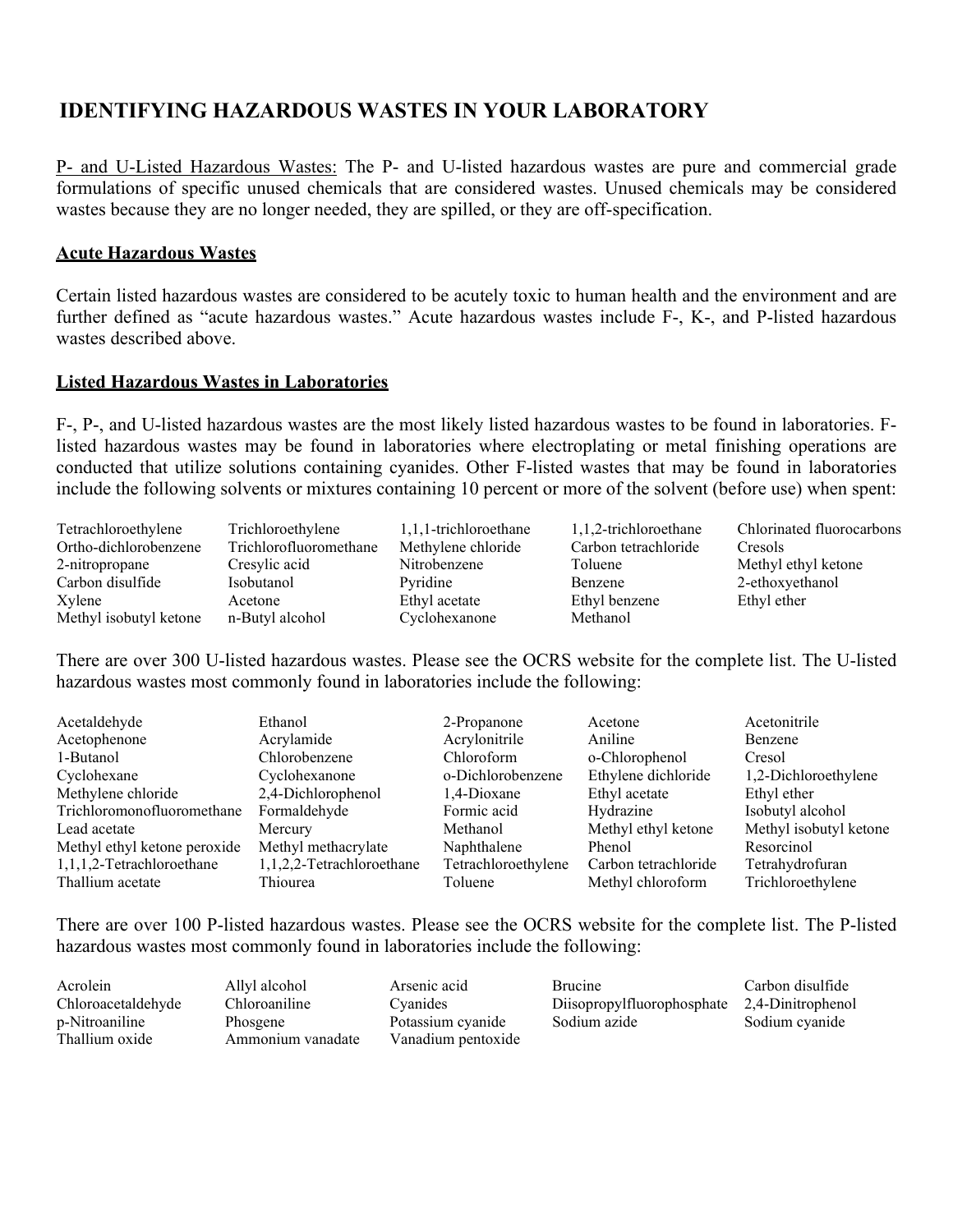# IDENTIFYING HAZARDOUS WASTES IN YOUR LABORATORY

P- and U-Listed Hazardous Wastes: The P- and U-listed hazardous wastes are pure and commercial grade formulations of specific unused chemicals that are considered wastes. Unused chemicals may be considered wastes because they are no longer needed, they are spilled, or they are off-specification.

## Acute Hazardous Wastes

Certain listed hazardous wastes are considered to be acutely toxic to human health and the environment and are further defined as "acute hazardous wastes." Acute hazardous wastes include F-, K-, and P-listed hazardous wastes described above.

## Listed Hazardous Wastes in Laboratories

F-, P-, and U-listed hazardous wastes are the most likely listed hazardous wastes to be found in laboratories. F-listed hazardous wastes may be found in laboratories where electroplating or metal finishing operations are conducted that utilize solutions containing cyanides. Other F-listed wastes that may be found in laboratories include the following solvents or mixtures containing 10 percent or more of the solvent (before use) when spent:

| | | | | |
|---|---|---|---|---|
| Tetrachloroethylene | Trichloroethylene | 1,1,1-trichloroethane | 1,1,2-trichloroethane | Chlorinated fluorocarbons |
| Ortho-dichlorobenzene | Trichlorofluoromethane | Methylene chloride | Carbon tetrachloride | Cresols |
| 2-nitropropane | Cresylic acid | Nitrobenzene | Toluene | Methyl ethyl ketone |
| Carbon disulfide | Isobutanol | Pyridine | Benzene | 2-ethoxyethanol |
| Xylene | Acetone | Ethyl acetate | Ethyl benzene | Ethyl ether |
| Methyl isobutyl ketone | n-Butyl alcohol | Cyclohexanone | Methanol | |

There are over 300 U-listed hazardous wastes. Please see the OCRS website for the complete list. The U-listed hazardous wastes most commonly found in laboratories include the following:

| | | | | |
|---|---|---|---|---|
| Acetaldehyde | Ethanol | 2-Propanone | Acetone | Acetonitrile |
| Acetophenone | Acrylamide | Acrylonitrile | Aniline | Benzene |
| 1-Butanol | Chlorobenzene | Chloroform | o-Chlorophenol | Cresol |
| Cyclohexane | Cyclohexanone | o-Dichlorobenzene | Ethylene dichloride | 1,2-Dichloroethylene |
| Methylene chloride | 2,4-Dichlorophenol | 1,4-Dioxane | Ethyl acetate | Ethyl ether |
| Trichloromonofluoromethane | Formaldehyde | Formic acid | Hydrazine | Isobutyl alcohol |
| Lead acetate | Mercury | Methanol | Methyl ethyl ketone | Methyl isobutyl ketone |
| Methyl ethyl ketone peroxide | Methyl methacrylate | Naphthalene | Phenol | Resorcinol |
| 1,1,1,2-Tetrachloroethane | 1,1,2,2-Tetrachloroethane | Tetrachloroethylene | Carbon tetrachloride | Tetrahydrofuran |
| Thallium acetate | Thiourea | Toluene | Methyl chloroform | Trichloroethylene |

There are over 100 P-listed hazardous wastes. Please see the OCRS website for the complete list. The P-listed hazardous wastes most commonly found in laboratories include the following:

| | | | | |
|---|---|---|---|---|
| Acrolein | Allyl alcohol | Arsenic acid | Brucine | Carbon disulfide |
| Chloroacetaldehyde | Chloroaniline | Cyanides | Diisopropylfluorophosphate | 2,4-Dinitrophenol |
| p-Nitroaniline | Phosgene | Potassium cyanide | Sodium azide | Sodium cyanide |
| Thallium oxide | Ammonium vanadate | Vanadium pentoxide | | |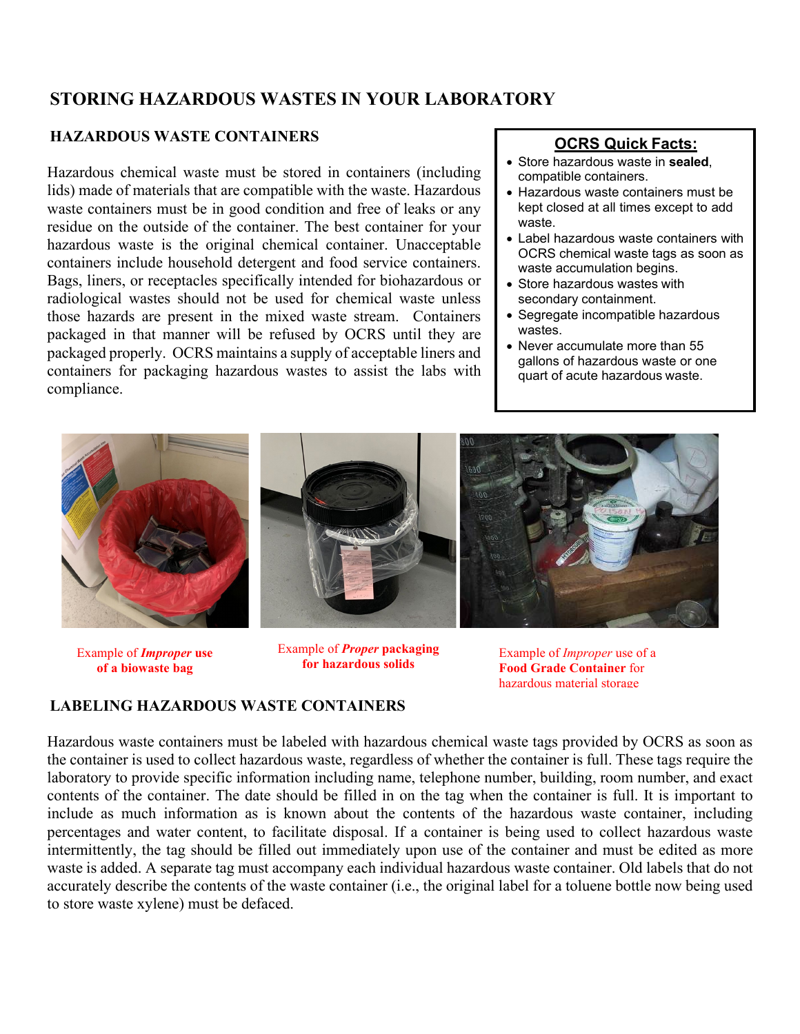# STORING HAZARDOUS WASTES IN YOUR LABORATORY

## HAZARDOUS WASTE CONTAINERS

Hazardous chemical waste must be stored in containers (including lids) made of materials that are compatible with the waste. Hazardous waste containers must be in good condition and free of leaks or any residue on the outside of the container. The best container for your hazardous waste is the original chemical container. Unacceptable containers include household detergent and food service containers. Bags, liners, or receptacles specifically intended for biohazardous or radiological wastes should not be used for chemical waste unless those hazards are present in the mixed waste stream. Containers packaged in that manner will be refused by OCRS until they are packaged properly. OCRS maintains a supply of acceptable liners and containers for packaging hazardous wastes to assist the labs with compliance.

> **OCRS Quick Facts:**
>
> - Store hazardous waste in **sealed**, compatible containers.
> - Hazardous waste containers must be kept closed at all times except to add waste.
> - Label hazardous waste containers with OCRS chemical waste tags as soon as waste accumulation begins.
> - Store hazardous wastes with secondary containment.
> - Segregate incompatible hazardous wastes.
> - Never accumulate more than 55 gallons of hazardous waste or one quart of acute hazardous waste.

Example of ***Improper*** **use of a biowaste bag**

Example of ***Proper*** **packaging for hazardous solids**

Example of *Improper* use of a **Food Grade Container** for hazardous material storage

## LABELING HAZARDOUS WASTE CONTAINERS

Hazardous waste containers must be labeled with hazardous chemical waste tags provided by OCRS as soon as the container is used to collect hazardous waste, regardless of whether the container is full. These tags require the laboratory to provide specific information including name, telephone number, building, room number, and exact contents of the container. The date should be filled in on the tag when the container is full. It is important to include as much information as is known about the contents of the hazardous waste container, including percentages and water content, to facilitate disposal. If a container is being used to collect hazardous waste intermittently, the tag should be filled out immediately upon use of the container and must be edited as more waste is added. A separate tag must accompany each individual hazardous waste container. Old labels that do not accurately describe the contents of the waste container (i.e., the original label for a toluene bottle now being used to store waste xylene) must be defaced.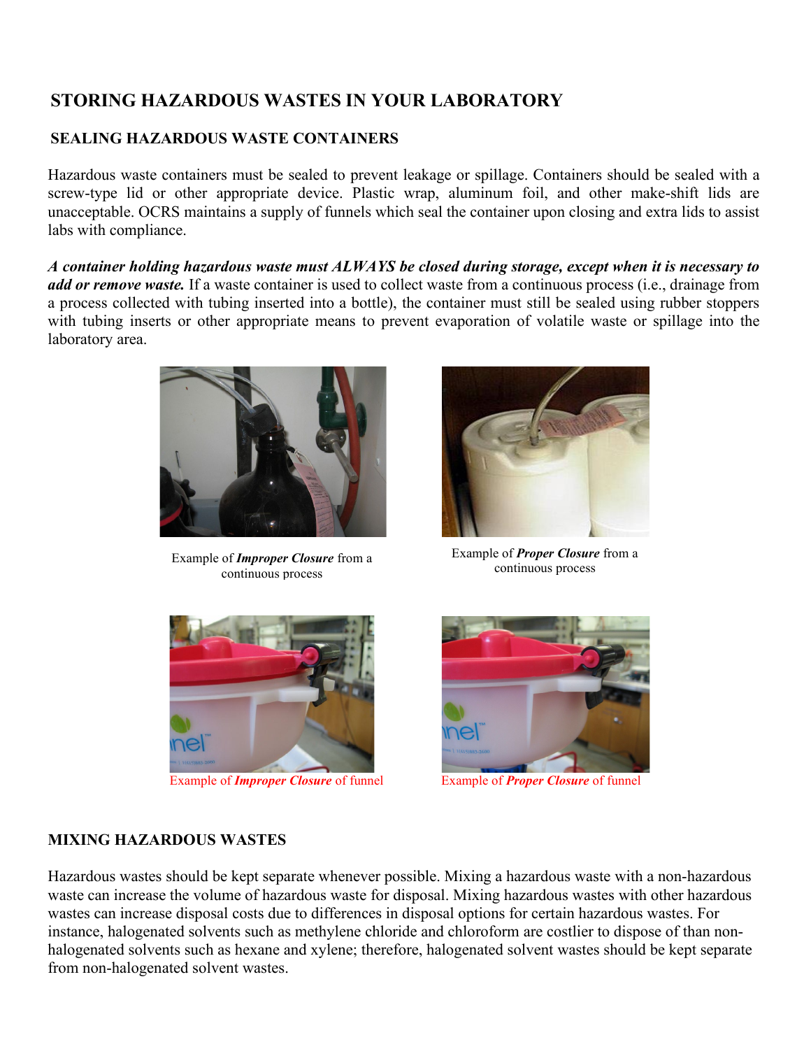# STORING HAZARDOUS WASTES IN YOUR LABORATORY

## SEALING HAZARDOUS WASTE CONTAINERS

Hazardous waste containers must be sealed to prevent leakage or spillage. Containers should be sealed with a screw-type lid or other appropriate device. Plastic wrap, aluminum foil, and other make-shift lids are unacceptable. OCRS maintains a supply of funnels which seal the container upon closing and extra lids to assist labs with compliance.

***A container holding hazardous waste must ALWAYS be closed during storage, except when it is necessary to add or remove waste.*** If a waste container is used to collect waste from a continuous process (i.e., drainage from a process collected with tubing inserted into a bottle), the container must still be sealed using rubber stoppers with tubing inserts or other appropriate means to prevent evaporation of volatile waste or spillage into the laboratory area.

Example of ***Improper Closure*** from a continuous process

Example of ***Proper Closure*** from a continuous process

Example of ***Improper Closure*** of funnel

Example of ***Proper Closure*** of funnel

## MIXING HAZARDOUS WASTES

Hazardous wastes should be kept separate whenever possible. Mixing a hazardous waste with a non-hazardous waste can increase the volume of hazardous waste for disposal. Mixing hazardous wastes with other hazardous wastes can increase disposal costs due to differences in disposal options for certain hazardous wastes. For instance, halogenated solvents such as methylene chloride and chloroform are costlier to dispose of than non-halogenated solvents such as hexane and xylene; therefore, halogenated solvent wastes should be kept separate from non-halogenated solvent wastes.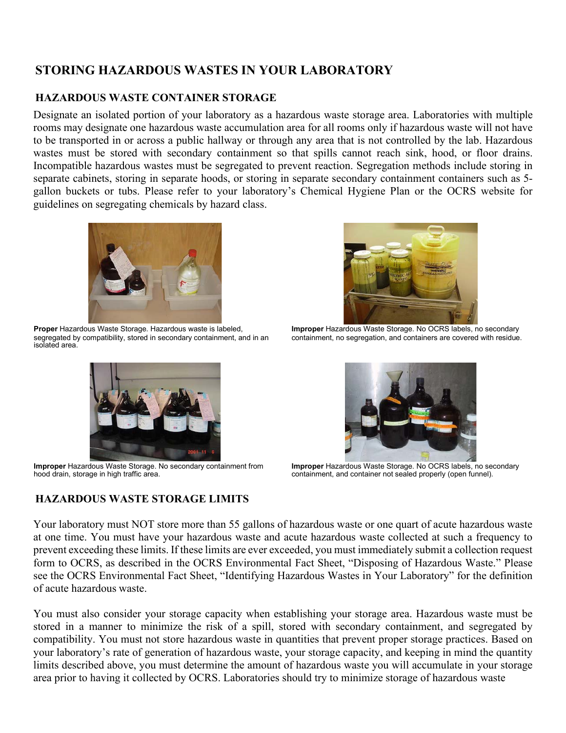# STORING HAZARDOUS WASTES IN YOUR LABORATORY

## HAZARDOUS WASTE CONTAINER STORAGE

Designate an isolated portion of your laboratory as a hazardous waste storage area. Laboratories with multiple rooms may designate one hazardous waste accumulation area for all rooms only if hazardous waste will not have to be transported in or across a public hallway or through any area that is not controlled by the lab. Hazardous wastes must be stored with secondary containment so that spills cannot reach sink, hood, or floor drains. Incompatible hazardous wastes must be segregated to prevent reaction. Segregation methods include storing in separate cabinets, storing in separate hoods, or storing in separate secondary containment containers such as 5-gallon buckets or tubs. Please refer to your laboratory's Chemical Hygiene Plan or the OCRS website for guidelines on segregating chemicals by hazard class.

**Proper** Hazardous Waste Storage. Hazardous waste is labeled, segregated by compatibility, stored in secondary containment, and in an isolated area.

**Improper** Hazardous Waste Storage. No OCRS labels, no secondary containment, no segregation, and containers are covered with residue.

**Improper** Hazardous Waste Storage. No secondary containment from hood drain, storage in high traffic area.

**Improper** Hazardous Waste Storage. No OCRS labels, no secondary containment, and container not sealed properly (open funnel).

## HAZARDOUS WASTE STORAGE LIMITS

Your laboratory must NOT store more than 55 gallons of hazardous waste or one quart of acute hazardous waste at one time. You must have your hazardous waste and acute hazardous waste collected at such a frequency to prevent exceeding these limits. If these limits are ever exceeded, you must immediately submit a collection request form to OCRS, as described in the OCRS Environmental Fact Sheet, "Disposing of Hazardous Waste." Please see the OCRS Environmental Fact Sheet, "Identifying Hazardous Wastes in Your Laboratory" for the definition of acute hazardous waste.

You must also consider your storage capacity when establishing your storage area. Hazardous waste must be stored in a manner to minimize the risk of a spill, stored with secondary containment, and segregated by compatibility. You must not store hazardous waste in quantities that prevent proper storage practices. Based on your laboratory's rate of generation of hazardous waste, your storage capacity, and keeping in mind the quantity limits described above, you must determine the amount of hazardous waste you will accumulate in your storage area prior to having it collected by OCRS. Laboratories should try to minimize storage of hazardous waste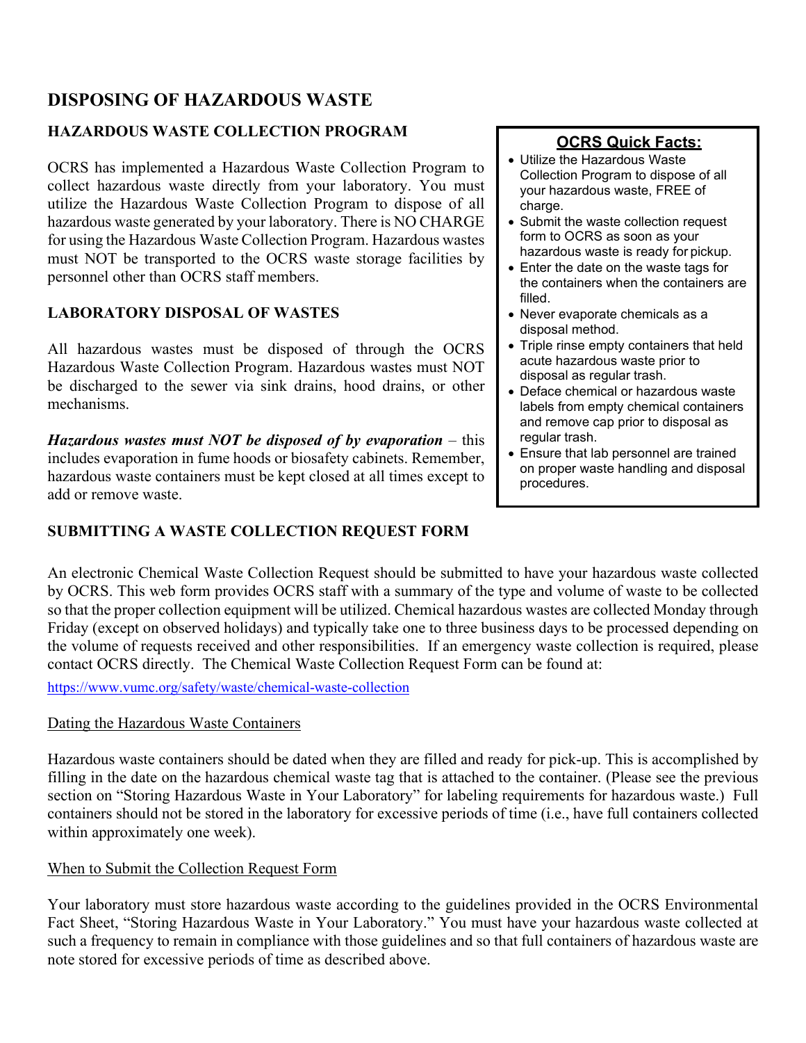## DISPOSING OF HAZARDOUS WASTE

### HAZARDOUS WASTE COLLECTION PROGRAM

OCRS has implemented a Hazardous Waste Collection Program to collect hazardous waste directly from your laboratory. You must utilize the Hazardous Waste Collection Program to dispose of all hazardous waste generated by your laboratory. There is NO CHARGE for using the Hazardous Waste Collection Program. Hazardous wastes must NOT be transported to the OCRS waste storage facilities by personnel other than OCRS staff members.

### LABORATORY DISPOSAL OF WASTES

All hazardous wastes must be disposed of through the OCRS Hazardous Waste Collection Program. Hazardous wastes must NOT be discharged to the sewer via sink drains, hood drains, or other mechanisms.

***Hazardous wastes must NOT be disposed of by evaporation*** – this includes evaporation in fume hoods or biosafety cabinets. Remember, hazardous waste containers must be kept closed at all times except to add or remove waste.

> **OCRS Quick Facts:**
> - Utilize the Hazardous Waste Collection Program to dispose of all your hazardous waste, FREE of charge.
> - Submit the waste collection request form to OCRS as soon as your hazardous waste is ready for pickup.
> - Enter the date on the waste tags for the containers when the containers are filled.
> - Never evaporate chemicals as a disposal method.
> - Triple rinse empty containers that held acute hazardous waste prior to disposal as regular trash.
> - Deface chemical or hazardous waste labels from empty chemical containers and remove cap prior to disposal as regular trash.
> - Ensure that lab personnel are trained on proper waste handling and disposal procedures.

### SUBMITTING A WASTE COLLECTION REQUEST FORM

An electronic Chemical Waste Collection Request should be submitted to have your hazardous waste collected by OCRS. This web form provides OCRS staff with a summary of the type and volume of waste to be collected so that the proper collection equipment will be utilized. Chemical hazardous wastes are collected Monday through Friday (except on observed holidays) and typically take one to three business days to be processed depending on the volume of requests received and other responsibilities. If an emergency waste collection is required, please contact OCRS directly. The Chemical Waste Collection Request Form can be found at:

https://www.vumc.org/safety/waste/chemical-waste-collection

Dating the Hazardous Waste Containers

Hazardous waste containers should be dated when they are filled and ready for pick-up. This is accomplished by filling in the date on the hazardous chemical waste tag that is attached to the container. (Please see the previous section on "Storing Hazardous Waste in Your Laboratory" for labeling requirements for hazardous waste.) Full containers should not be stored in the laboratory for excessive periods of time (i.e., have full containers collected within approximately one week).

When to Submit the Collection Request Form

Your laboratory must store hazardous waste according to the guidelines provided in the OCRS Environmental Fact Sheet, "Storing Hazardous Waste in Your Laboratory." You must have your hazardous waste collected at such a frequency to remain in compliance with those guidelines and so that full containers of hazardous waste are note stored for excessive periods of time as described above.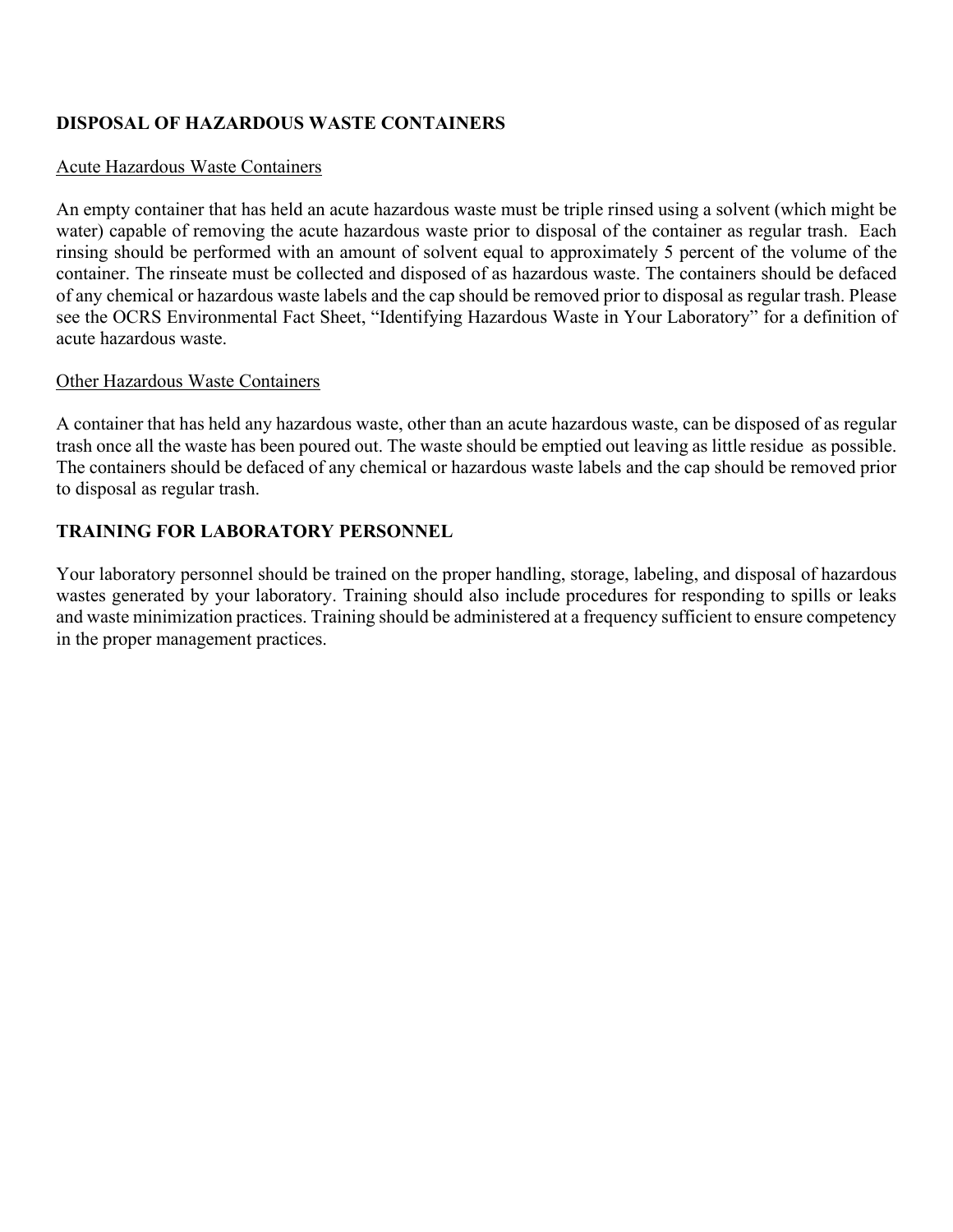## DISPOSAL OF HAZARDOUS WASTE CONTAINERS

### Acute Hazardous Waste Containers

An empty container that has held an acute hazardous waste must be triple rinsed using a solvent (which might be water) capable of removing the acute hazardous waste prior to disposal of the container as regular trash. Each rinsing should be performed with an amount of solvent equal to approximately 5 percent of the volume of the container. The rinseate must be collected and disposed of as hazardous waste. The containers should be defaced of any chemical or hazardous waste labels and the cap should be removed prior to disposal as regular trash. Please see the OCRS Environmental Fact Sheet, "Identifying Hazardous Waste in Your Laboratory" for a definition of acute hazardous waste.

### Other Hazardous Waste Containers

A container that has held any hazardous waste, other than an acute hazardous waste, can be disposed of as regular trash once all the waste has been poured out. The waste should be emptied out leaving as little residue as possible. The containers should be defaced of any chemical or hazardous waste labels and the cap should be removed prior to disposal as regular trash.

## TRAINING FOR LABORATORY PERSONNEL

Your laboratory personnel should be trained on the proper handling, storage, labeling, and disposal of hazardous wastes generated by your laboratory. Training should also include procedures for responding to spills or leaks and waste minimization practices. Training should be administered at a frequency sufficient to ensure competency in the proper management practices.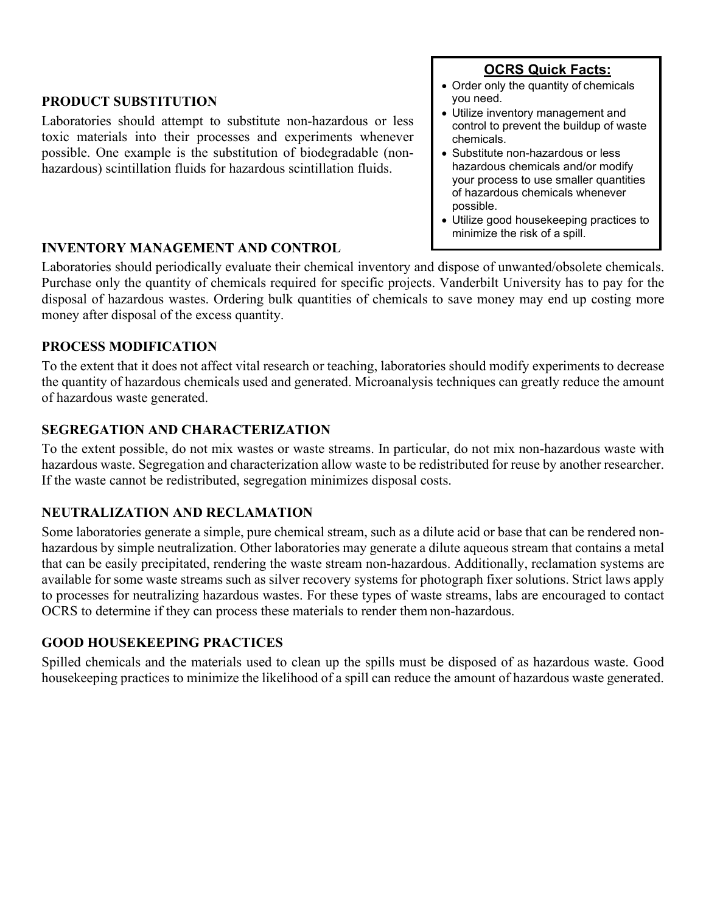**OCRS Quick Facts:**

- Order only the quantity of chemicals you need.
- Utilize inventory management and control to prevent the buildup of waste chemicals.
- Substitute non-hazardous or less hazardous chemicals and/or modify your process to use smaller quantities of hazardous chemicals whenever possible.
- Utilize good housekeeping practices to minimize the risk of a spill.

### PRODUCT SUBSTITUTION

Laboratories should attempt to substitute non-hazardous or less toxic materials into their processes and experiments whenever possible. One example is the substitution of biodegradable (non-hazardous) scintillation fluids for hazardous scintillation fluids.

### INVENTORY MANAGEMENT AND CONTROL

Laboratories should periodically evaluate their chemical inventory and dispose of unwanted/obsolete chemicals. Purchase only the quantity of chemicals required for specific projects. Vanderbilt University has to pay for the disposal of hazardous wastes. Ordering bulk quantities of chemicals to save money may end up costing more money after disposal of the excess quantity.

### PROCESS MODIFICATION

To the extent that it does not affect vital research or teaching, laboratories should modify experiments to decrease the quantity of hazardous chemicals used and generated. Microanalysis techniques can greatly reduce the amount of hazardous waste generated.

### SEGREGATION AND CHARACTERIZATION

To the extent possible, do not mix wastes or waste streams. In particular, do not mix non-hazardous waste with hazardous waste. Segregation and characterization allow waste to be redistributed for reuse by another researcher. If the waste cannot be redistributed, segregation minimizes disposal costs.

### NEUTRALIZATION AND RECLAMATION

Some laboratories generate a simple, pure chemical stream, such as a dilute acid or base that can be rendered non-hazardous by simple neutralization. Other laboratories may generate a dilute aqueous stream that contains a metal that can be easily precipitated, rendering the waste stream non-hazardous. Additionally, reclamation systems are available for some waste streams such as silver recovery systems for photograph fixer solutions. Strict laws apply to processes for neutralizing hazardous wastes. For these types of waste streams, labs are encouraged to contact OCRS to determine if they can process these materials to render them non-hazardous.

### GOOD HOUSEKEEPING PRACTICES

Spilled chemicals and the materials used to clean up the spills must be disposed of as hazardous waste. Good housekeeping practices to minimize the likelihood of a spill can reduce the amount of hazardous waste generated.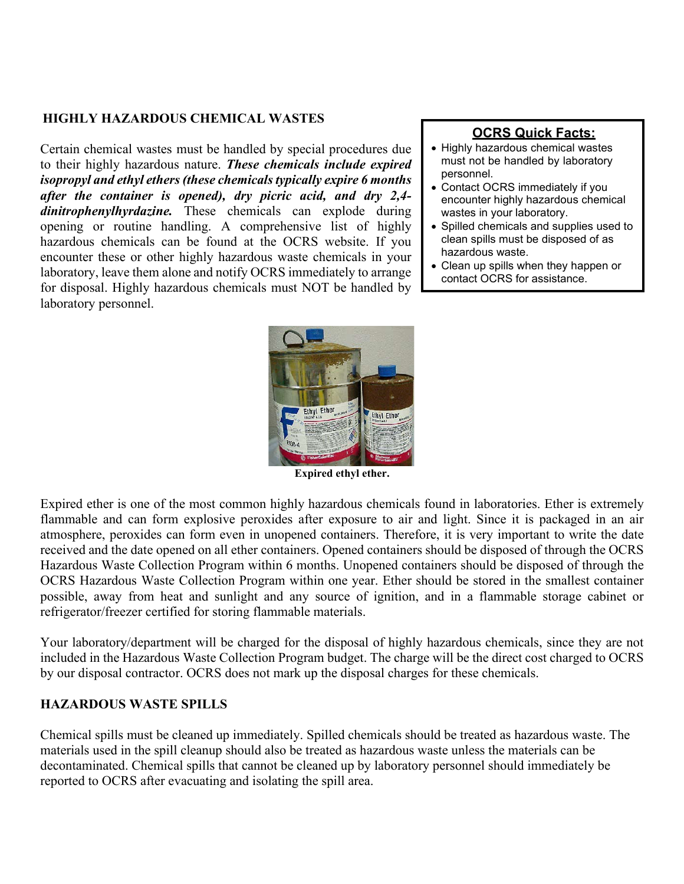## HIGHLY HAZARDOUS CHEMICAL WASTES

Certain chemical wastes must be handled by special procedures due to their highly hazardous nature. ***These chemicals include expired isopropyl and ethyl ethers (these chemicals typically expire 6 months after the container is opened), dry picric acid, and dry 2,4-dinitrophenylhyrdazine.*** These chemicals can explode during opening or routine handling. A comprehensive list of highly hazardous chemicals can be found at the OCRS website. If you encounter these or other highly hazardous waste chemicals in your laboratory, leave them alone and notify OCRS immediately to arrange for disposal. Highly hazardous chemicals must NOT be handled by laboratory personnel.

**OCRS Quick Facts:**

- Highly hazardous chemical wastes must not be handled by laboratory personnel.
- Contact OCRS immediately if you encounter highly hazardous chemical wastes in your laboratory.
- Spilled chemicals and supplies used to clean spills must be disposed of as hazardous waste.
- Clean up spills when they happen or contact OCRS for assistance.

**Expired ethyl ether.**

Expired ether is one of the most common highly hazardous chemicals found in laboratories. Ether is extremely flammable and can form explosive peroxides after exposure to air and light. Since it is packaged in an air atmosphere, peroxides can form even in unopened containers. Therefore, it is very important to write the date received and the date opened on all ether containers. Opened containers should be disposed of through the OCRS Hazardous Waste Collection Program within 6 months. Unopened containers should be disposed of through the OCRS Hazardous Waste Collection Program within one year. Ether should be stored in the smallest container possible, away from heat and sunlight and any source of ignition, and in a flammable storage cabinet or refrigerator/freezer certified for storing flammable materials.

Your laboratory/department will be charged for the disposal of highly hazardous chemicals, since they are not included in the Hazardous Waste Collection Program budget. The charge will be the direct cost charged to OCRS by our disposal contractor. OCRS does not mark up the disposal charges for these chemicals.

## HAZARDOUS WASTE SPILLS

Chemical spills must be cleaned up immediately. Spilled chemicals should be treated as hazardous waste. The materials used in the spill cleanup should also be treated as hazardous waste unless the materials can be decontaminated. Chemical spills that cannot be cleaned up by laboratory personnel should immediately be reported to OCRS after evacuating and isolating the spill area.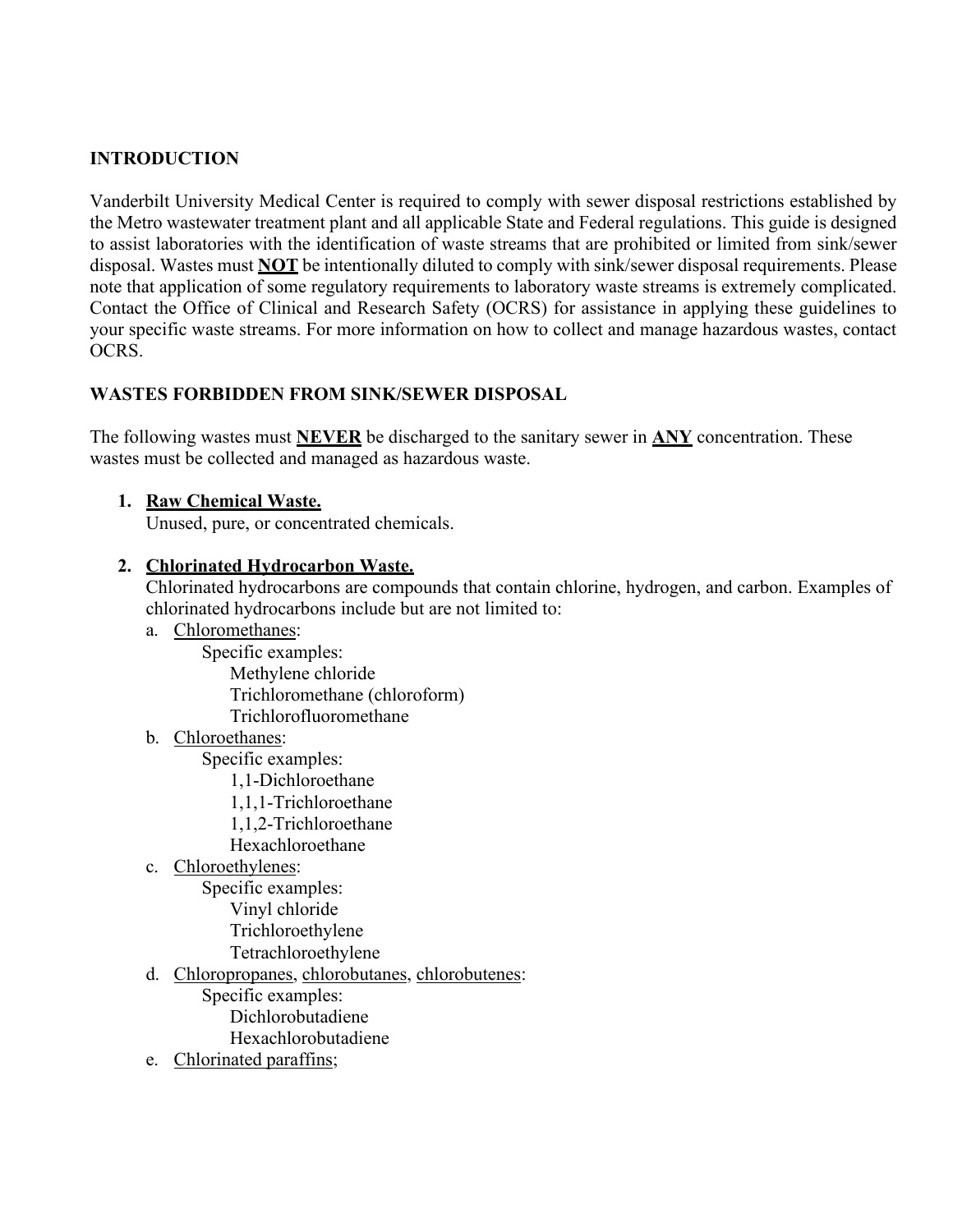## INTRODUCTION

Vanderbilt University Medical Center is required to comply with sewer disposal restrictions established by the Metro wastewater treatment plant and all applicable State and Federal regulations. This guide is designed to assist laboratories with the identification of waste streams that are prohibited or limited from sink/sewer disposal. Wastes must **NOT** be intentionally diluted to comply with sink/sewer disposal requirements. Please note that application of some regulatory requirements to laboratory waste streams is extremely complicated. Contact the Office of Clinical and Research Safety (OCRS) for assistance in applying these guidelines to your specific waste streams. For more information on how to collect and manage hazardous wastes, contact OCRS.

## WASTES FORBIDDEN FROM SINK/SEWER DISPOSAL

The following wastes must **NEVER** be discharged to the sanitary sewer in **ANY** concentration. These wastes must be collected and managed as hazardous waste.

1. **Raw Chemical Waste.**
   Unused, pure, or concentrated chemicals.

2. **Chlorinated Hydrocarbon Waste.**
   Chlorinated hydrocarbons are compounds that contain chlorine, hydrogen, and carbon. Examples of chlorinated hydrocarbons include but are not limited to:
   a. Chloromethanes:
      - Specific examples:
        - Methylene chloride
        - Trichloromethane (chloroform)
        - Trichlorofluoromethane
   b. Chloroethanes:
      - Specific examples:
        - 1,1-Dichloroethane
        - 1,1,1-Trichloroethane
        - 1,1,2-Trichloroethane
        - Hexachloroethane
   c. Chloroethylenes:
      - Specific examples:
        - Vinyl chloride
        - Trichloroethylene
        - Tetrachloroethylene
   d. Chloropropanes, chlorobutanes, chlorobutenes:
      - Specific examples:
        - Dichlorobutadiene
        - Hexachlorobutadiene
   e. Chlorinated paraffins;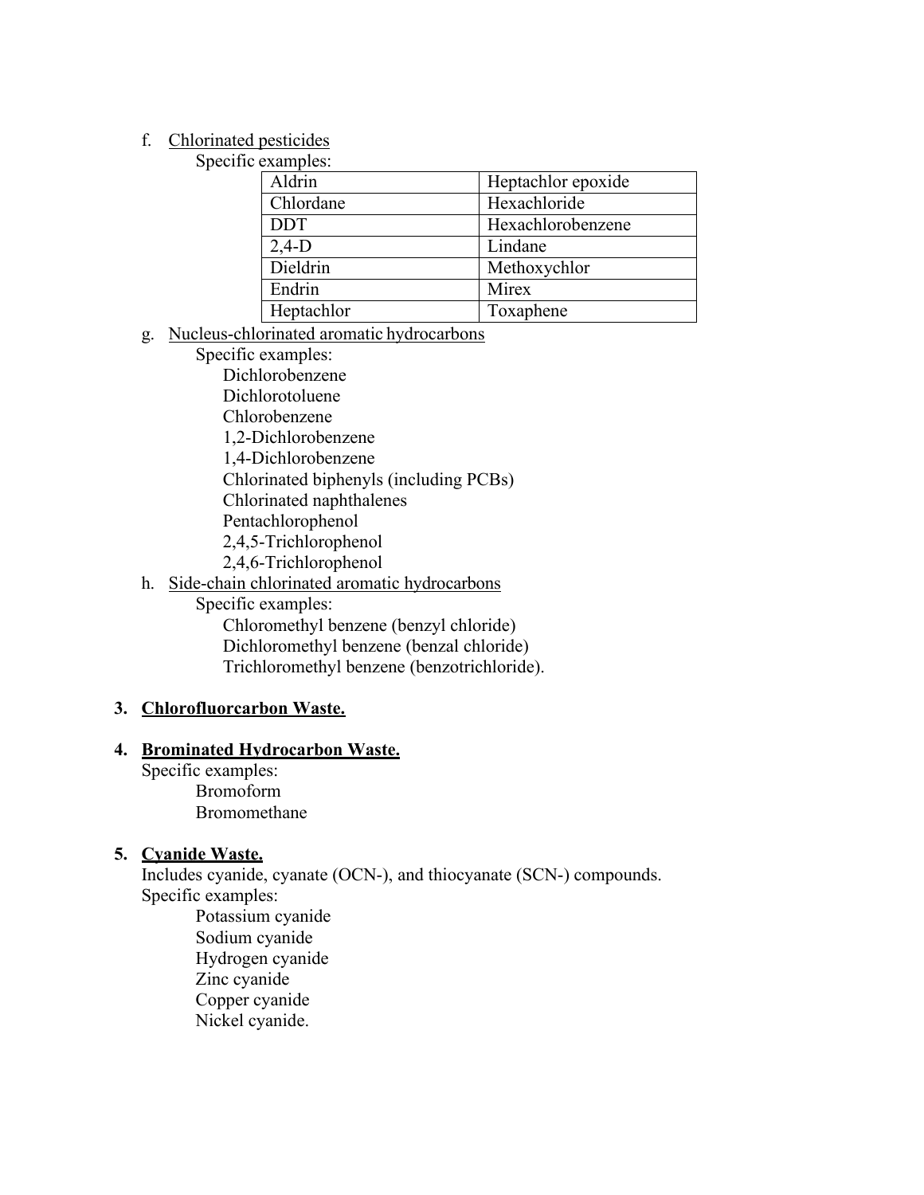f. Chlorinated pesticides

Specific examples:

| Aldrin | Heptachlor epoxide |
|---|---|
| Chlordane | Hexachloride |
| DDT | Hexachlorobenzene |
| 2,4-D | Lindane |
| Dieldrin | Methoxychlor |
| Endrin | Mirex |
| Heptachlor | Toxaphene |

g. Nucleus-chlorinated aromatic hydrocarbons

Specific examples:

- Dichlorobenzene
- Dichlorotoluene
- Chlorobenzene
- 1,2-Dichlorobenzene
- 1,4-Dichlorobenzene
- Chlorinated biphenyls (including PCBs)
- Chlorinated naphthalenes
- Pentachlorophenol
- 2,4,5-Trichlorophenol
- 2,4,6-Trichlorophenol

h. Side-chain chlorinated aromatic hydrocarbons

Specific examples:

- Chloromethyl benzene (benzyl chloride)
- Dichloromethyl benzene (benzal chloride)
- Trichloromethyl benzene (benzotrichloride).

**3. Chlorofluorcarbon Waste.**

**4. Brominated Hydrocarbon Waste.**

Specific examples:

- Bromoform
- Bromomethane

**5. Cyanide Waste.**

Includes cyanide, cyanate ($OCN^-$), and thiocyanate ($SCN^-$) compounds.

Specific examples:

- Potassium cyanide
- Sodium cyanide
- Hydrogen cyanide
- Zinc cyanide
- Copper cyanide
- Nickel cyanide.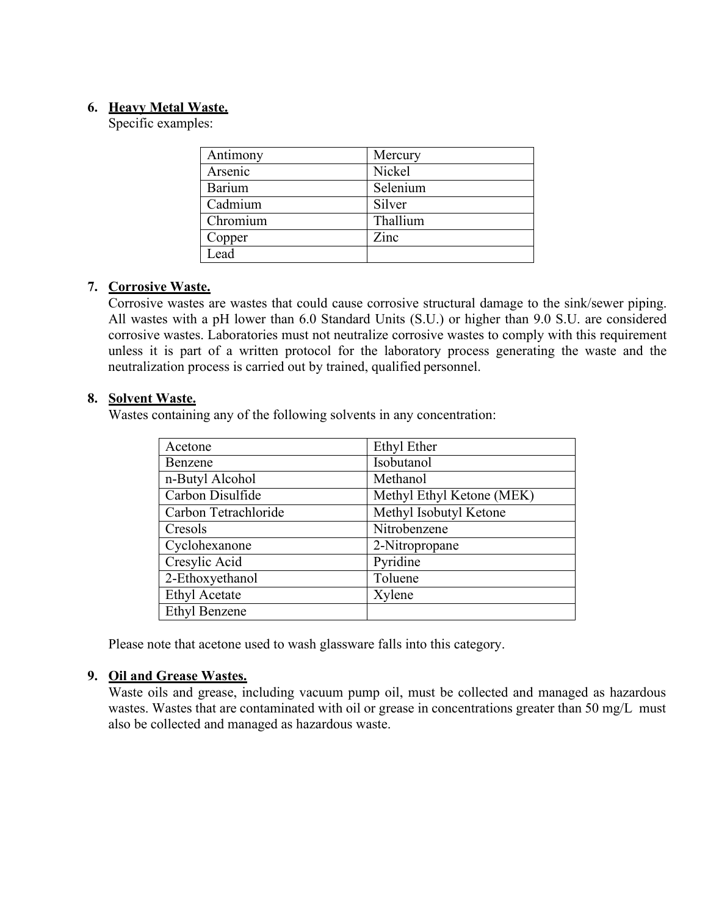6. **Heavy Metal Waste.**
   Specific examples:

| Antimony | Mercury |
|---|---|
| Arsenic | Nickel |
| Barium | Selenium |
| Cadmium | Silver |
| Chromium | Thallium |
| Copper | Zinc |
| Lead | |

7. **Corrosive Waste.**
   Corrosive wastes are wastes that could cause corrosive structural damage to the sink/sewer piping. All wastes with a pH lower than 6.0 Standard Units (S.U.) or higher than 9.0 S.U. are considered corrosive wastes. Laboratories must not neutralize corrosive wastes to comply with this requirement unless it is part of a written protocol for the laboratory process generating the waste and the neutralization process is carried out by trained, qualified personnel.

8. **Solvent Waste.**
   Wastes containing any of the following solvents in any concentration:

| Acetone | Ethyl Ether |
|---|---|
| Benzene | Isobutanol |
| n-Butyl Alcohol | Methanol |
| Carbon Disulfide | Methyl Ethyl Ketone (MEK) |
| Carbon Tetrachloride | Methyl Isobutyl Ketone |
| Cresols | Nitrobenzene |
| Cyclohexanone | 2-Nitropropane |
| Cresylic Acid | Pyridine |
| 2-Ethoxyethanol | Toluene |
| Ethyl Acetate | Xylene |
| Ethyl Benzene | |

   Please note that acetone used to wash glassware falls into this category.

9. **Oil and Grease Wastes.**
   Waste oils and grease, including vacuum pump oil, must be collected and managed as hazardous wastes. Wastes that are contaminated with oil or grease in concentrations greater than 50 mg/L must also be collected and managed as hazardous waste.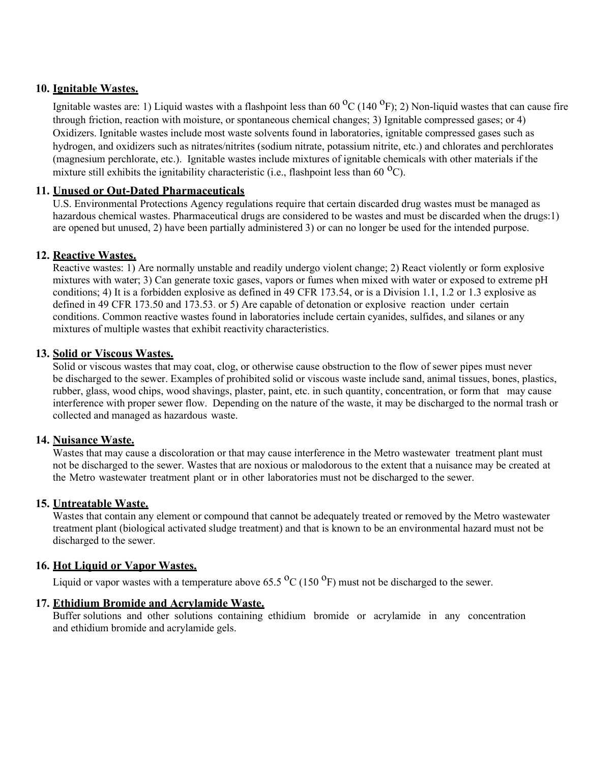**10. Ignitable Wastes.**

Ignitable wastes are: 1) Liquid wastes with a flashpoint less than 60 $^{O}$C (140 $^{O}$F); 2) Non-liquid wastes that can cause fire through friction, reaction with moisture, or spontaneous chemical changes; 3) Ignitable compressed gases; or 4) Oxidizers. Ignitable wastes include most waste solvents found in laboratories, ignitable compressed gases such as hydrogen, and oxidizers such as nitrates/nitrites (sodium nitrate, potassium nitrite, etc.) and chlorates and perchlorates (magnesium perchlorate, etc.). Ignitable wastes include mixtures of ignitable chemicals with other materials if the mixture still exhibits the ignitability characteristic (i.e., flashpoint less than 60 $^{O}$C).

**11. Unused or Out-Dated Pharmaceuticals**

U.S. Environmental Protections Agency regulations require that certain discarded drug wastes must be managed as hazardous chemical wastes. Pharmaceutical drugs are considered to be wastes and must be discarded when the drugs:1) are opened but unused, 2) have been partially administered 3) or can no longer be used for the intended purpose.

**12. Reactive Wastes.**

Reactive wastes: 1) Are normally unstable and readily undergo violent change; 2) React violently or form explosive mixtures with water; 3) Can generate toxic gases, vapors or fumes when mixed with water or exposed to extreme pH conditions; 4) It is a forbidden explosive as defined in 49 CFR 173.54, or is a Division 1.1, 1.2 or 1.3 explosive as defined in 49 CFR 173.50 and 173.53. or 5) Are capable of detonation or explosive reaction under certain conditions. Common reactive wastes found in laboratories include certain cyanides, sulfides, and silanes or any mixtures of multiple wastes that exhibit reactivity characteristics.

**13. Solid or Viscous Wastes.**

Solid or viscous wastes that may coat, clog, or otherwise cause obstruction to the flow of sewer pipes must never be discharged to the sewer. Examples of prohibited solid or viscous waste include sand, animal tissues, bones, plastics, rubber, glass, wood chips, wood shavings, plaster, paint, etc. in such quantity, concentration, or form that may cause interference with proper sewer flow. Depending on the nature of the waste, it may be discharged to the normal trash or collected and managed as hazardous waste.

**14. Nuisance Waste.**

Wastes that may cause a discoloration or that may cause interference in the Metro wastewater treatment plant must not be discharged to the sewer. Wastes that are noxious or malodorous to the extent that a nuisance may be created at the Metro wastewater treatment plant or in other laboratories must not be discharged to the sewer.

**15. Untreatable Waste.**

Wastes that contain any element or compound that cannot be adequately treated or removed by the Metro wastewater treatment plant (biological activated sludge treatment) and that is known to be an environmental hazard must not be discharged to the sewer.

**16. Hot Liquid or Vapor Wastes.**

Liquid or vapor wastes with a temperature above 65.5 $^{O}$C (150 $^{O}$F) must not be discharged to the sewer.

**17. Ethidium Bromide and Acrylamide Waste.**

Buffer solutions and other solutions containing ethidium bromide or acrylamide in any concentration and ethidium bromide and acrylamide gels.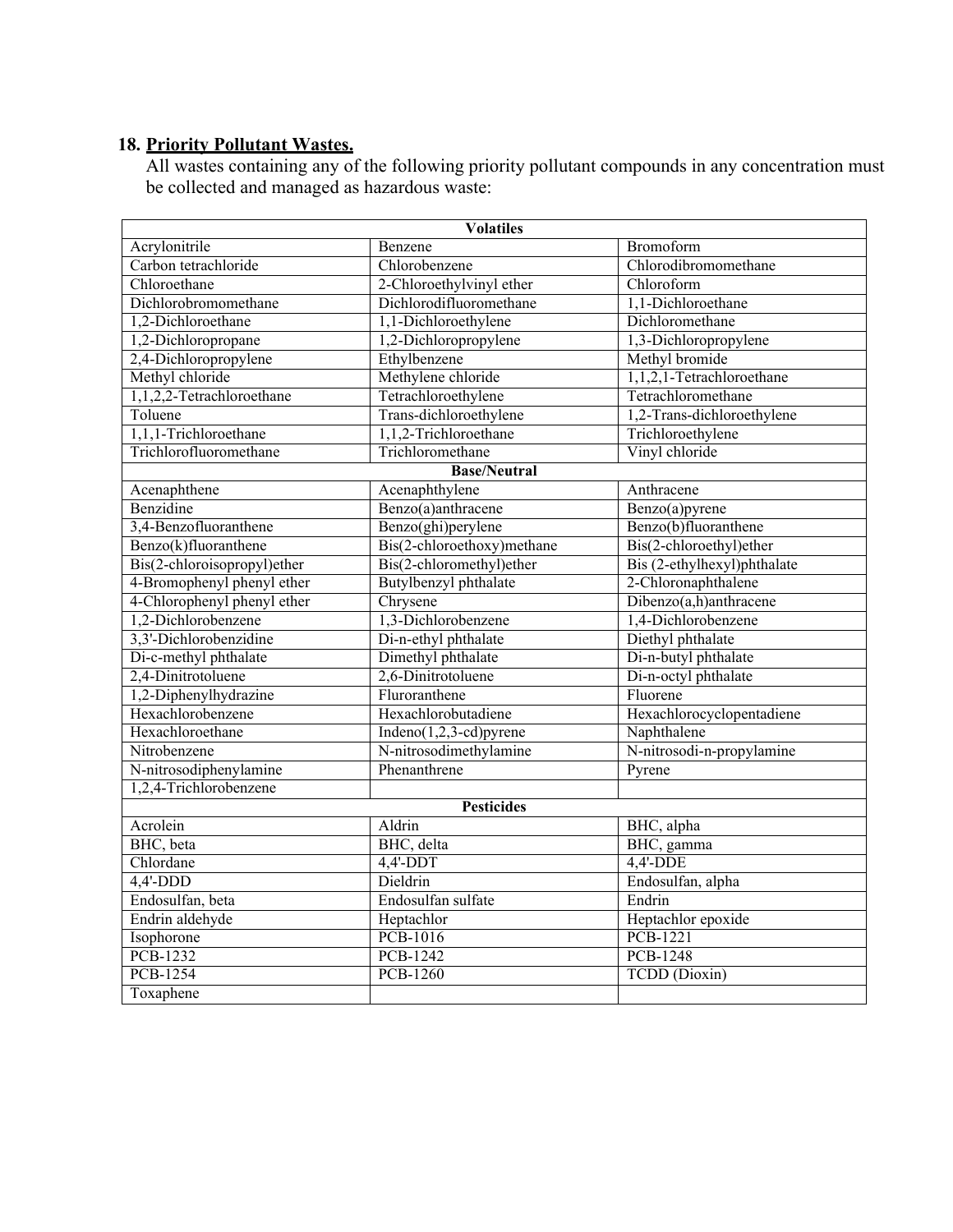### 18. <u>Priority Pollutant Wastes.</u>

All wastes containing any of the following priority pollutant compounds in any concentration must be collected and managed as hazardous waste:

| Volatiles | | |
|---|---|---|
| Acrylonitrile | Benzene | Bromoform |
| Carbon tetrachloride | Chlorobenzene | Chlorodibromomethane |
| Chloroethane | 2-Chloroethylvinyl ether | Chloroform |
| Dichlorobromomethane | Dichlorodifluoromethane | 1,1-Dichloroethane |
| 1,2-Dichloroethane | 1,1-Dichloroethylene | Dichloromethane |
| 1,2-Dichloropropane | 1,2-Dichloropropylene | 1,3-Dichloropropylene |
| 2,4-Dichloropropylene | Ethylbenzene | Methyl bromide |
| Methyl chloride | Methylene chloride | 1,1,2,1-Tetrachloroethane |
| 1,1,2,2-Tetrachloroethane | Tetrachloroethylene | Tetrachloromethane |
| Toluene | Trans-dichloroethylene | 1,2-Trans-dichloroethylene |
| 1,1,1-Trichloroethane | 1,1,2-Trichloroethane | Trichloroethylene |
| Trichlorofluoromethane | Trichloromethane | Vinyl chloride |
| **Base/Neutral** | | |
| Acenaphthene | Acenaphthylene | Anthracene |
| Benzidine | Benzo(a)anthracene | Benzo(a)pyrene |
| 3,4-Benzofluoranthene | Benzo(ghi)perylene | Benzo(b)fluoranthene |
| Benzo(k)fluoranthene | Bis(2-chloroethoxy)methane | Bis(2-chloroethyl)ether |
| Bis(2-chloroisopropyl)ether | Bis(2-chloromethyl)ether | Bis (2-ethylhexyl)phthalate |
| 4-Bromophenyl phenyl ether | Butylbenzyl phthalate | 2-Chloronaphthalene |
| 4-Chlorophenyl phenyl ether | Chrysene | Dibenzo(a,h)anthracene |
| 1,2-Dichlorobenzene | 1,3-Dichlorobenzene | 1,4-Dichlorobenzene |
| 3,3'-Dichlorobenzidine | Di-n-ethyl phthalate | Diethyl phthalate |
| Di-c-methyl phthalate | Dimethyl phthalate | Di-n-butyl phthalate |
| 2,4-Dinitrotoluene | 2,6-Dinitrotoluene | Di-n-octyl phthalate |
| 1,2-Diphenylhydrazine | Fluroranthene | Fluorene |
| Hexachlorobenzene | Hexachlorobutadiene | Hexachlorocyclopentadiene |
| Hexachloroethane | Indeno(1,2,3-cd)pyrene | Naphthalene |
| Nitrobenzene | N-nitrosodimethylamine | N-nitrosodi-n-propylamine |
| N-nitrosodiphenylamine | Phenanthrene | Pyrene |
| 1,2,4-Trichlorobenzene | | |
| **Pesticides** | | |
| Acrolein | Aldrin | BHC, alpha |
| BHC, beta | BHC, delta | BHC, gamma |
| Chlordane | 4,4'-DDT | 4,4'-DDE |
| 4,4'-DDD | Dieldrin | Endosulfan, alpha |
| Endosulfan, beta | Endosulfan sulfate | Endrin |
| Endrin aldehyde | Heptachlor | Heptachlor epoxide |
| Isophorone | PCB-1016 | PCB-1221 |
| PCB-1232 | PCB-1242 | PCB-1248 |
| PCB-1254 | PCB-1260 | TCDD (Dioxin) |
| Toxaphene | | |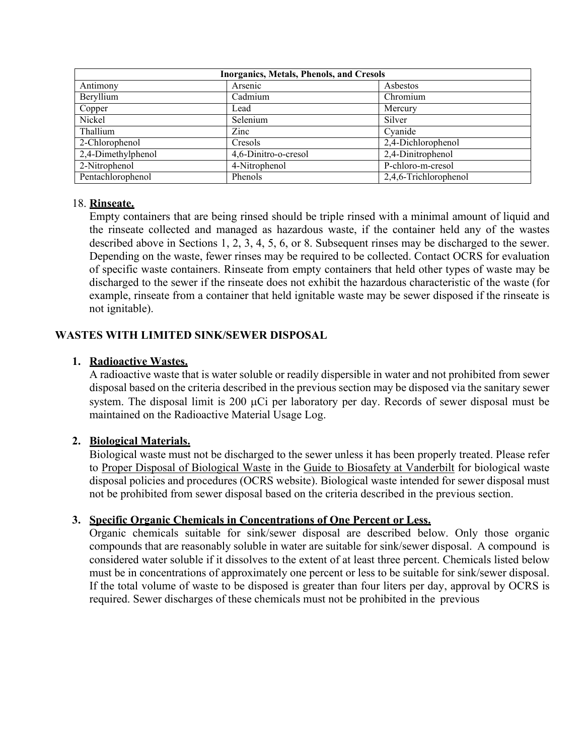| Inorganics, Metals, Phenols, and Cresols | | |
|---|---|---|
| Antimony | Arsenic | Asbestos |
| Beryllium | Cadmium | Chromium |
| Copper | Lead | Mercury |
| Nickel | Selenium | Silver |
| Thallium | Zinc | Cyanide |
| 2-Chlorophenol | Cresols | 2,4-Dichlorophenol |
| 2,4-Dimethylphenol | 4,6-Dinitro-o-cresol | 2,4-Dinitrophenol |
| 2-Nitrophenol | 4-Nitrophenol | P-chloro-m-cresol |
| Pentachlorophenol | Phenols | 2,4,6-Trichlorophenol |

18. **Rinseate.**
Empty containers that are being rinsed should be triple rinsed with a minimal amount of liquid and the rinseate collected and managed as hazardous waste, if the container held any of the wastes described above in Sections 1, 2, 3, 4, 5, 6, or 8. Subsequent rinses may be discharged to the sewer. Depending on the waste, fewer rinses may be required to be collected. Contact OCRS for evaluation of specific waste containers. Rinseate from empty containers that held other types of waste may be discharged to the sewer if the rinseate does not exhibit the hazardous characteristic of the waste (for example, rinseate from a container that held ignitable waste may be sewer disposed if the rinseate is not ignitable).

## WASTES WITH LIMITED SINK/SEWER DISPOSAL

1. **Radioactive Wastes.**
A radioactive waste that is water soluble or readily dispersible in water and not prohibited from sewer disposal based on the criteria described in the previous section may be disposed via the sanitary sewer system. The disposal limit is 200 μCi per laboratory per day. Records of sewer disposal must be maintained on the Radioactive Material Usage Log.

2. **Biological Materials.**
Biological waste must not be discharged to the sewer unless it has been properly treated. Please refer to Proper Disposal of Biological Waste in the Guide to Biosafety at Vanderbilt for biological waste disposal policies and procedures (OCRS website). Biological waste intended for sewer disposal must not be prohibited from sewer disposal based on the criteria described in the previous section.

3. **Specific Organic Chemicals in Concentrations of One Percent or Less.**
Organic chemicals suitable for sink/sewer disposal are described below. Only those organic compounds that are reasonably soluble in water are suitable for sink/sewer disposal. A compound is considered water soluble if it dissolves to the extent of at least three percent. Chemicals listed below must be in concentrations of approximately one percent or less to be suitable for sink/sewer disposal. If the total volume of waste to be disposed is greater than four liters per day, approval by OCRS is required. Sewer discharges of these chemicals must not be prohibited in the previous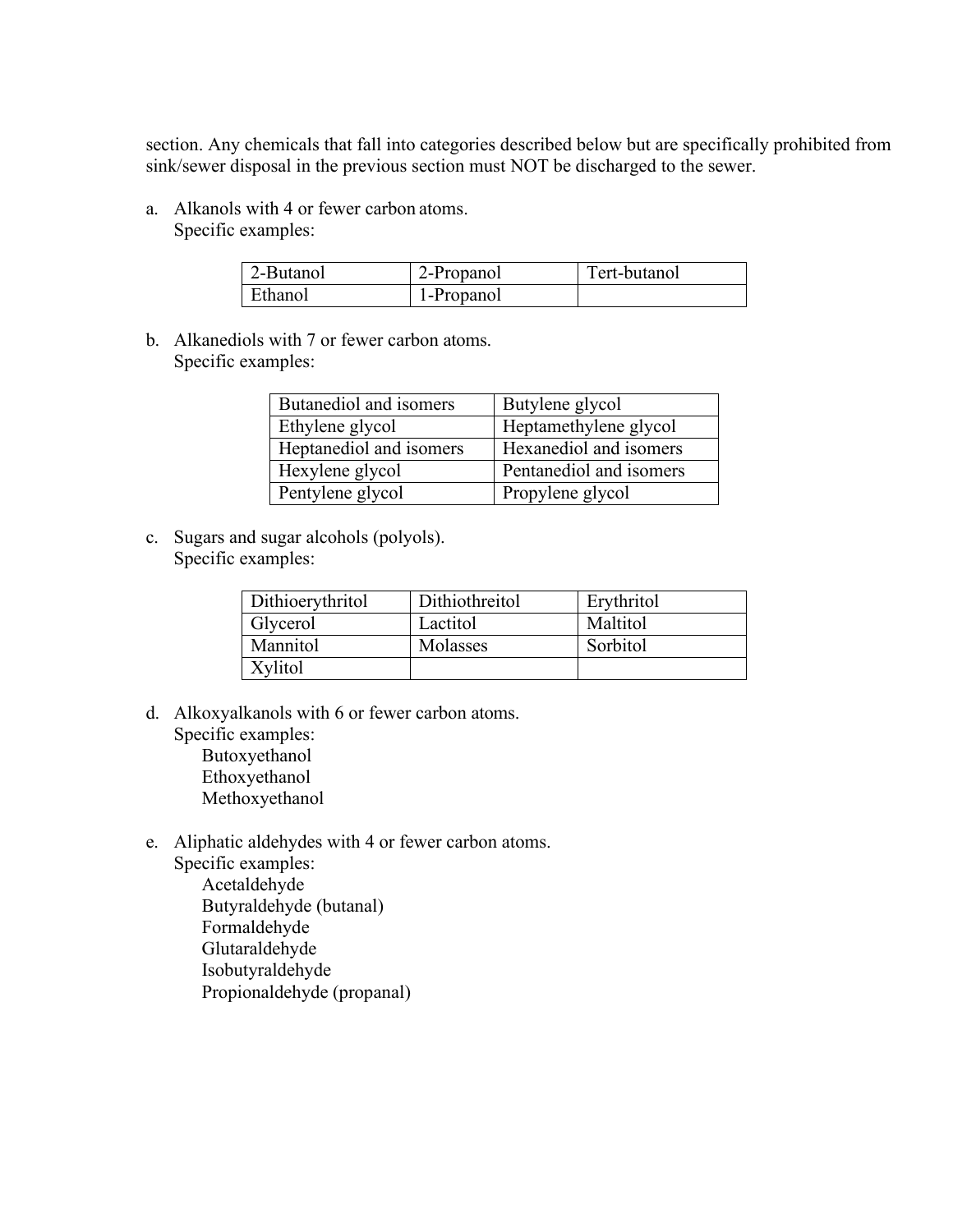section. Any chemicals that fall into categories described below but are specifically prohibited from sink/sewer disposal in the previous section must NOT be discharged to the sewer.

a. Alkanols with 4 or fewer carbon atoms.
   Specific examples:

| 2-Butanol | 2-Propanol | Tert-butanol |
|---|---|---|
| Ethanol | 1-Propanol | |

b. Alkanediols with 7 or fewer carbon atoms.
   Specific examples:

| Butanediol and isomers | Butylene glycol |
|---|---|
| Ethylene glycol | Heptamethylene glycol |
| Heptanediol and isomers | Hexanediol and isomers |
| Hexylene glycol | Pentanediol and isomers |
| Pentylene glycol | Propylene glycol |

c. Sugars and sugar alcohols (polyols).
   Specific examples:

| Dithioerythritol | Dithiothreitol | Erythritol |
|---|---|---|
| Glycerol | Lactitol | Maltitol |
| Mannitol | Molasses | Sorbitol |
| Xylitol | | |

d. Alkoxyalkanols with 6 or fewer carbon atoms.
   Specific examples:
   - Butoxyethanol
   - Ethoxyethanol
   - Methoxyethanol

e. Aliphatic aldehydes with 4 or fewer carbon atoms.
   Specific examples:
   - Acetaldehyde
   - Butyraldehyde (butanal)
   - Formaldehyde
   - Glutaraldehyde
   - Isobutyraldehyde
   - Propionaldehyde (propanal)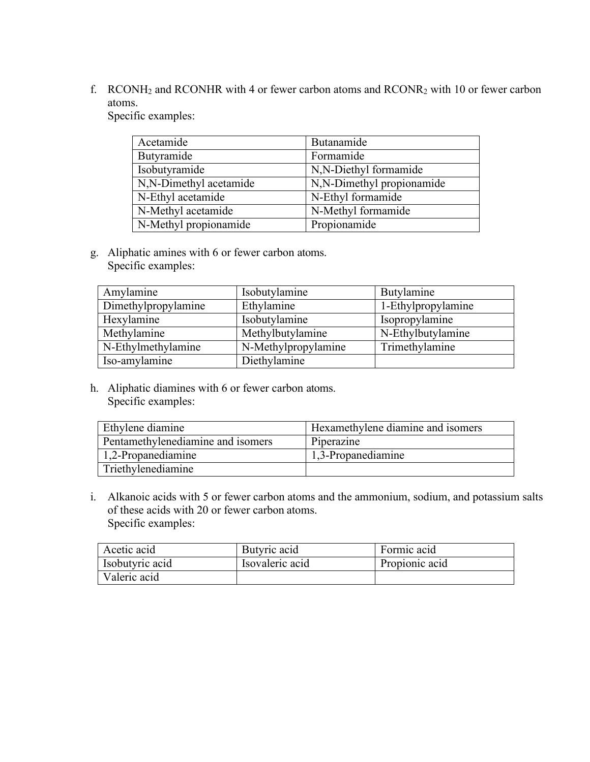f. $RCONH_2$ and $RCONHR$ with 4 or fewer carbon atoms and $RCONR_2$ with 10 or fewer carbon atoms.
   Specific examples:

| Acetamide | Butanamide |
|---|---|
| Butyramide | Formamide |
| Isobutyramide | N,N-Diethyl formamide |
| N,N-Dimethyl acetamide | N,N-Dimethyl propionamide |
| N-Ethyl acetamide | N-Ethyl formamide |
| N-Methyl acetamide | N-Methyl formamide |
| N-Methyl propionamide | Propionamide |

g. Aliphatic amines with 6 or fewer carbon atoms.
   Specific examples:

| Amylamine | Isobutylamine | Butylamine |
|---|---|---|
| Dimethylpropylamine | Ethylamine | 1-Ethylpropylamine |
| Hexylamine | Isobutylamine | Isopropylamine |
| Methylamine | Methylbutylamine | N-Ethylbutylamine |
| N-Ethylmethylamine | N-Methylpropylamine | Trimethylamine |
| Iso-amylamine | Diethylamine | |

h. Aliphatic diamines with 6 or fewer carbon atoms.
   Specific examples:

| Ethylene diamine | Hexamethylene diamine and isomers |
|---|---|
| Pentamethylenediamine and isomers | Piperazine |
| 1,2-Propanediamine | 1,3-Propanediamine |
| Triethylenediamine | |

i. Alkanoic acids with 5 or fewer carbon atoms and the ammonium, sodium, and potassium salts of these acids with 20 or fewer carbon atoms.
   Specific examples:

| Acetic acid | Butyric acid | Formic acid |
|---|---|---|
| Isobutyric acid | Isovaleric acid | Propionic acid |
| Valeric acid | | |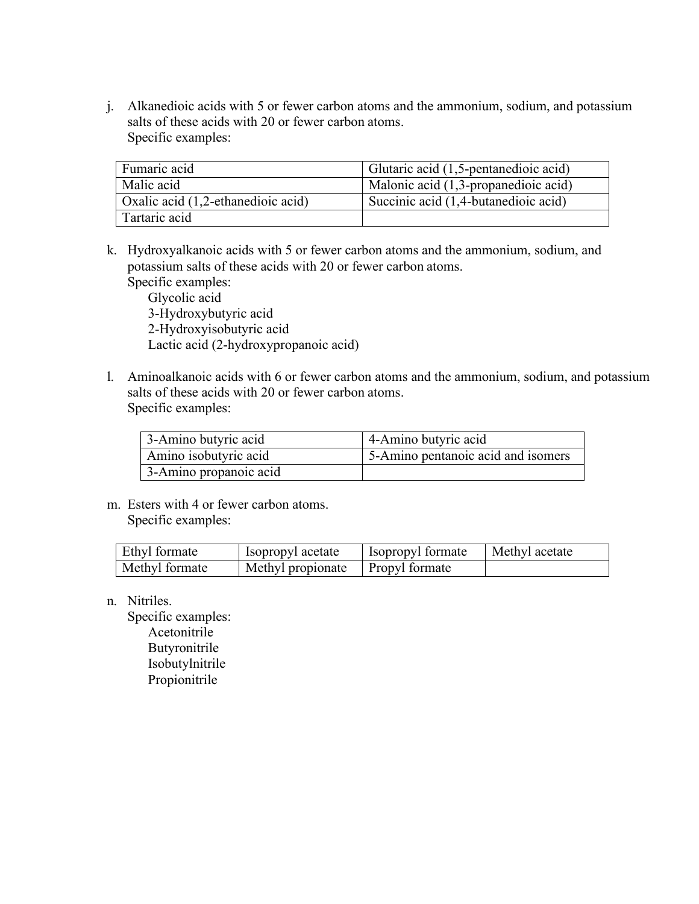j. Alkanedioic acids with 5 or fewer carbon atoms and the ammonium, sodium, and potassium salts of these acids with 20 or fewer carbon atoms.
   Specific examples:

| | |
|---|---|
| Fumaric acid | Glutaric acid (1,5-pentanedioic acid) |
| Malic acid | Malonic acid (1,3-propanedioic acid) |
| Oxalic acid (1,2-ethanedioic acid) | Succinic acid (1,4-butanedioic acid) |
| Tartaric acid | |

k. Hydroxyalkanoic acids with 5 or fewer carbon atoms and the ammonium, sodium, and potassium salts of these acids with 20 or fewer carbon atoms.
   Specific examples:
   - Glycolic acid
   - 3-Hydroxybutyric acid
   - 2-Hydroxyisobutyric acid
   - Lactic acid (2-hydroxypropanoic acid)

l. Aminoalkanoic acids with 6 or fewer carbon atoms and the ammonium, sodium, and potassium salts of these acids with 20 or fewer carbon atoms.
   Specific examples:

| | |
|---|---|
| 3-Amino butyric acid | 4-Amino butyric acid |
| Amino isobutyric acid | 5-Amino pentanoic acid and isomers |
| 3-Amino propanoic acid | |

m. Esters with 4 or fewer carbon atoms.
   Specific examples:

| | | | |
|---|---|---|---|
| Ethyl formate | Isopropyl acetate | Isopropyl formate | Methyl acetate |
| Methyl formate | Methyl propionate | Propyl formate | |

n. Nitriles.
   Specific examples:
   - Acetonitrile
   - Butyronitrile
   - Isobutylnitrile
   - Propionitrile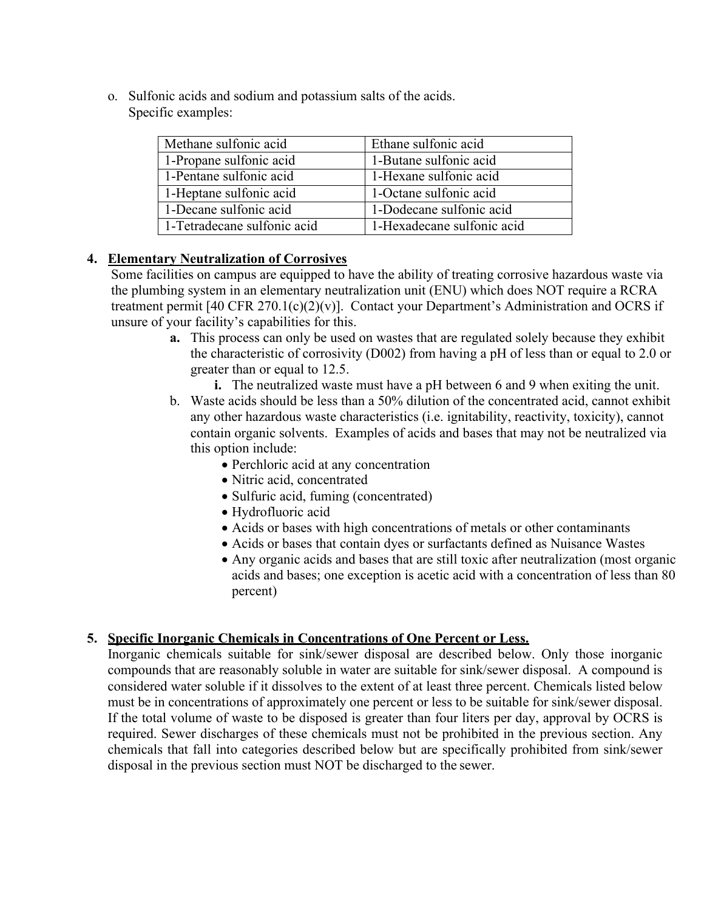o. Sulfonic acids and sodium and potassium salts of the acids.
   Specific examples:

| Methane sulfonic acid | Ethane sulfonic acid |
|---|---|
| 1-Propane sulfonic acid | 1-Butane sulfonic acid |
| 1-Pentane sulfonic acid | 1-Hexane sulfonic acid |
| 1-Heptane sulfonic acid | 1-Octane sulfonic acid |
| 1-Decane sulfonic acid | 1-Dodecane sulfonic acid |
| 1-Tetradecane sulfonic acid | 1-Hexadecane sulfonic acid |

4. **Elementary Neutralization of Corrosives**

Some facilities on campus are equipped to have the ability of treating corrosive hazardous waste via the plumbing system in an elementary neutralization unit (ENU) which does NOT require a RCRA treatment permit [40 CFR 270.1(c)(2)(v)]. Contact your Department's Administration and OCRS if unsure of your facility's capabilities for this.

   **a.** This process can only be used on wastes that are regulated solely because they exhibit the characteristic of corrosivity (D002) from having a pH of less than or equal to 2.0 or greater than or equal to 12.5.

      **i.** The neutralized waste must have a pH between 6 and 9 when exiting the unit.

   b. Waste acids should be less than a 50% dilution of the concentrated acid, cannot exhibit any other hazardous waste characteristics (i.e. ignitability, reactivity, toxicity), cannot contain organic solvents. Examples of acids and bases that may not be neutralized via this option include:

   - Perchloric acid at any concentration
   - Nitric acid, concentrated
   - Sulfuric acid, fuming (concentrated)
   - Hydrofluoric acid
   - Acids or bases with high concentrations of metals or other contaminants
   - Acids or bases that contain dyes or surfactants defined as Nuisance Wastes
   - Any organic acids and bases that are still toxic after neutralization (most organic acids and bases; one exception is acetic acid with a concentration of less than 80 percent)

5. **Specific Inorganic Chemicals in Concentrations of One Percent or Less.**

Inorganic chemicals suitable for sink/sewer disposal are described below. Only those inorganic compounds that are reasonably soluble in water are suitable for sink/sewer disposal. A compound is considered water soluble if it dissolves to the extent of at least three percent. Chemicals listed below must be in concentrations of approximately one percent or less to be suitable for sink/sewer disposal. If the total volume of waste to be disposed is greater than four liters per day, approval by OCRS is required. Sewer discharges of these chemicals must not be prohibited in the previous section. Any chemicals that fall into categories described below but are specifically prohibited from sink/sewer disposal in the previous section must NOT be discharged to the sewer.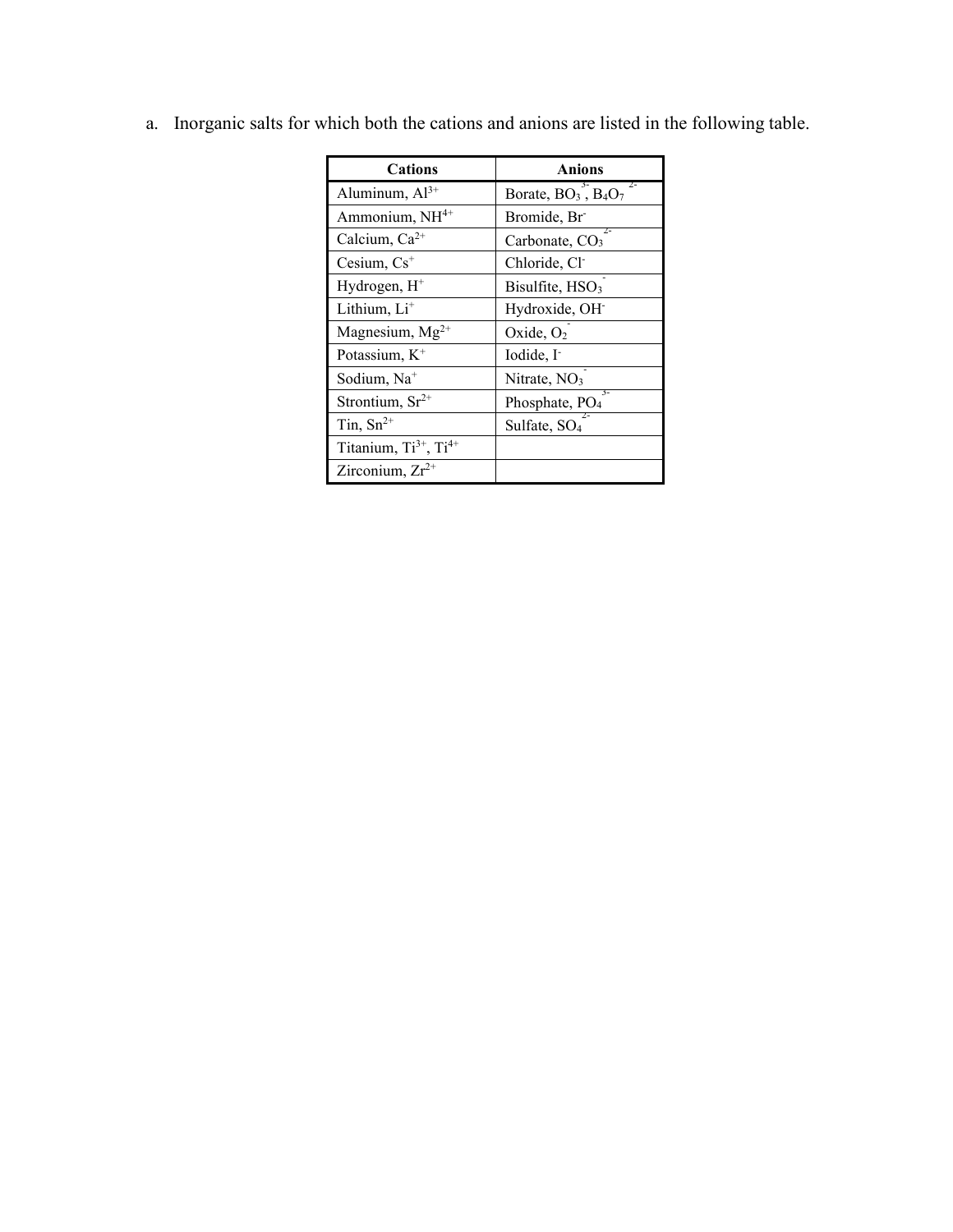a. Inorganic salts for which both the cations and anions are listed in the following table.

| Cations | Anions |
|---|---|
| Aluminum, $Al^{3+}$ | Borate, $BO_3^{3-}$, $B_4O_7^{2-}$ |
| Ammonium, $NH^{4+}$ | Bromide, $Br^-$ |
| Calcium, $Ca^{2+}$ | Carbonate, $CO_3^{2-}$ |
| Cesium, $Cs^+$ | Chloride, $Cl^-$ |
| Hydrogen, $H^+$ | Bisulfite, $HSO_3^-$ |
| Lithium, $Li^+$ | Hydroxide, $OH^-$ |
| Magnesium, $Mg^{2+}$ | Oxide, $O_2^-$ |
| Potassium, $K^+$ | Iodide, $I^-$ |
| Sodium, $Na^+$ | Nitrate, $NO_3^-$ |
| Strontium, $Sr^{2+}$ | Phosphate, $PO_4^{3-}$ |
| Tin, $Sn^{2+}$ | Sulfate, $SO_4^{2-}$ |
| Titanium, $Ti^{3+}$, $Ti^{4+}$ | |
| Zirconium, $Zr^{2+}$ | |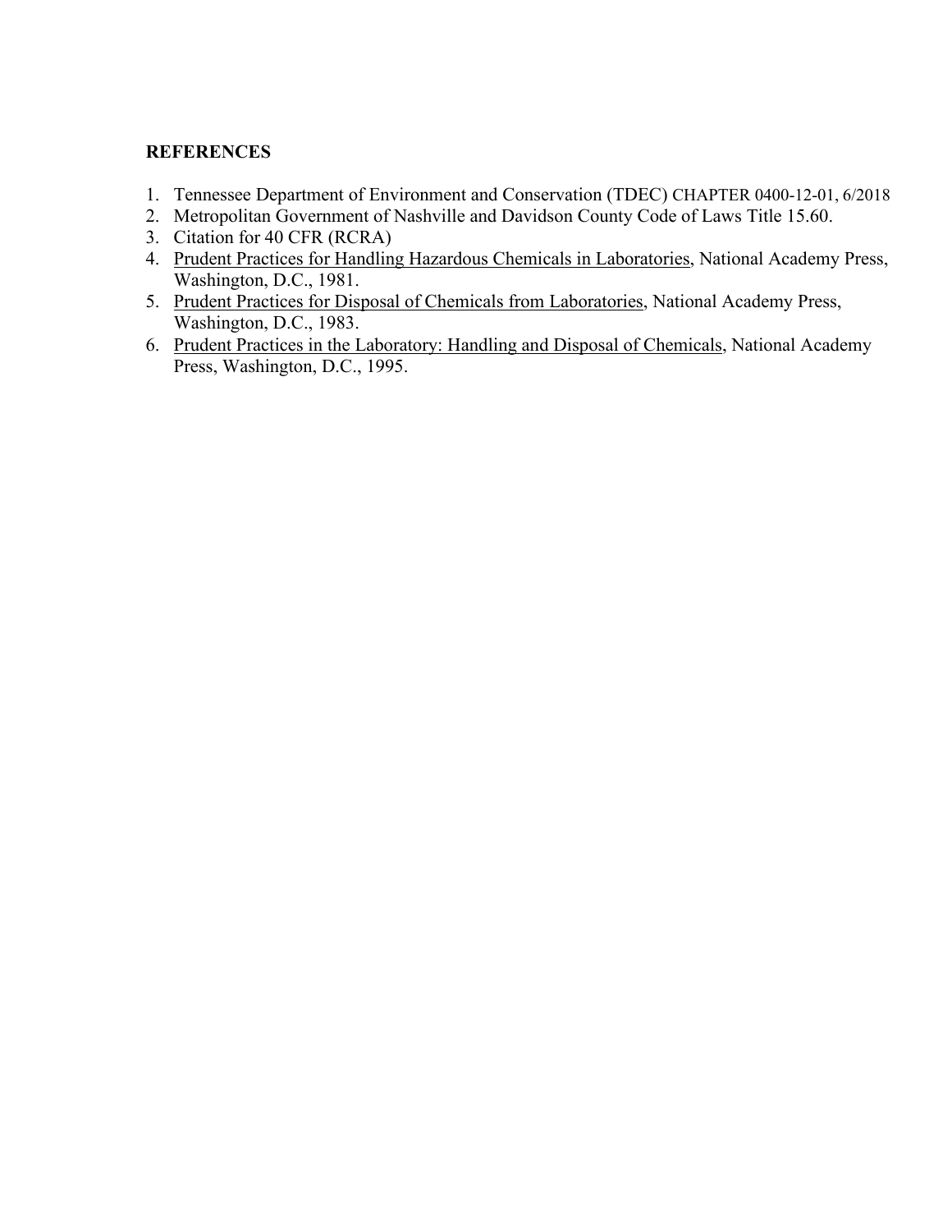## REFERENCES

1. Tennessee Department of Environment and Conservation (TDEC) CHAPTER 0400-12-01, 6/2018
2. Metropolitan Government of Nashville and Davidson County Code of Laws Title 15.60.
3. Citation for 40 CFR (RCRA)
4. Prudent Practices for Handling Hazardous Chemicals in Laboratories, National Academy Press, Washington, D.C., 1981.
5. Prudent Practices for Disposal of Chemicals from Laboratories, National Academy Press, Washington, D.C., 1983.
6. Prudent Practices in the Laboratory: Handling and Disposal of Chemicals, National Academy Press, Washington, D.C., 1995.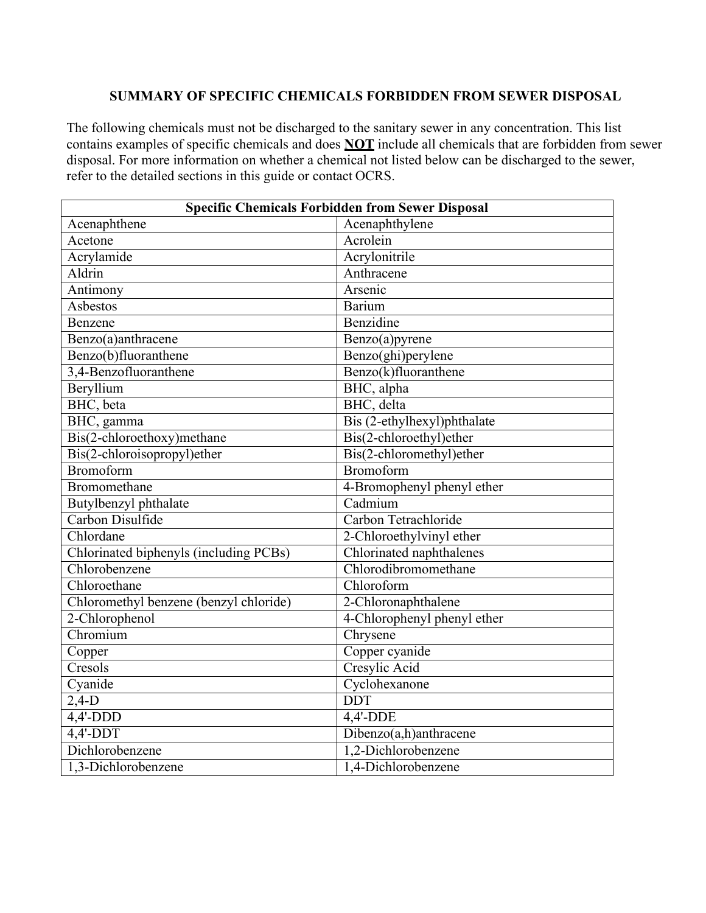## SUMMARY OF SPECIFIC CHEMICALS FORBIDDEN FROM SEWER DISPOSAL

The following chemicals must not be discharged to the sanitary sewer in any concentration. This list contains examples of specific chemicals and does **NOT** include all chemicals that are forbidden from sewer disposal. For more information on whether a chemical not listed below can be discharged to the sewer, refer to the detailed sections in this guide or contact OCRS.

| Specific Chemicals Forbidden from Sewer Disposal | |
|---|---|
| Acenaphthene | Acenaphthylene |
| Acetone | Acrolein |
| Acrylamide | Acrylonitrile |
| Aldrin | Anthracene |
| Antimony | Arsenic |
| Asbestos | Barium |
| Benzene | Benzidine |
| Benzo(a)anthracene | Benzo(a)pyrene |
| Benzo(b)fluoranthene | Benzo(ghi)perylene |
| 3,4-Benzofluoranthene | Benzo(k)fluoranthene |
| Beryllium | BHC, alpha |
| BHC, beta | BHC, delta |
| BHC, gamma | Bis (2-ethylhexyl)phthalate |
| Bis(2-chloroethoxy)methane | Bis(2-chloroethyl)ether |
| Bis(2-chloroisopropyl)ether | Bis(2-chloromethyl)ether |
| Bromoform | Bromoform |
| Bromomethane | 4-Bromophenyl phenyl ether |
| Butylbenzyl phthalate | Cadmium |
| Carbon Disulfide | Carbon Tetrachloride |
| Chlordane | 2-Chloroethylvinyl ether |
| Chlorinated biphenyls (including PCBs) | Chlorinated naphthalenes |
| Chlorobenzene | Chlorodibromomethane |
| Chloroethane | Chloroform |
| Chloromethyl benzene (benzyl chloride) | 2-Chloronaphthalene |
| 2-Chlorophenol | 4-Chlorophenyl phenyl ether |
| Chromium | Chrysene |
| Copper | Copper cyanide |
| Cresols | Cresylic Acid |
| Cyanide | Cyclohexanone |
| 2,4-D | DDT |
| 4,4'-DDD | 4,4'-DDE |
| 4,4'-DDT | Dibenzo(a,h)anthracene |
| Dichlorobenzene | 1,2-Dichlorobenzene |
| 1,3-Dichlorobenzene | 1,4-Dichlorobenzene |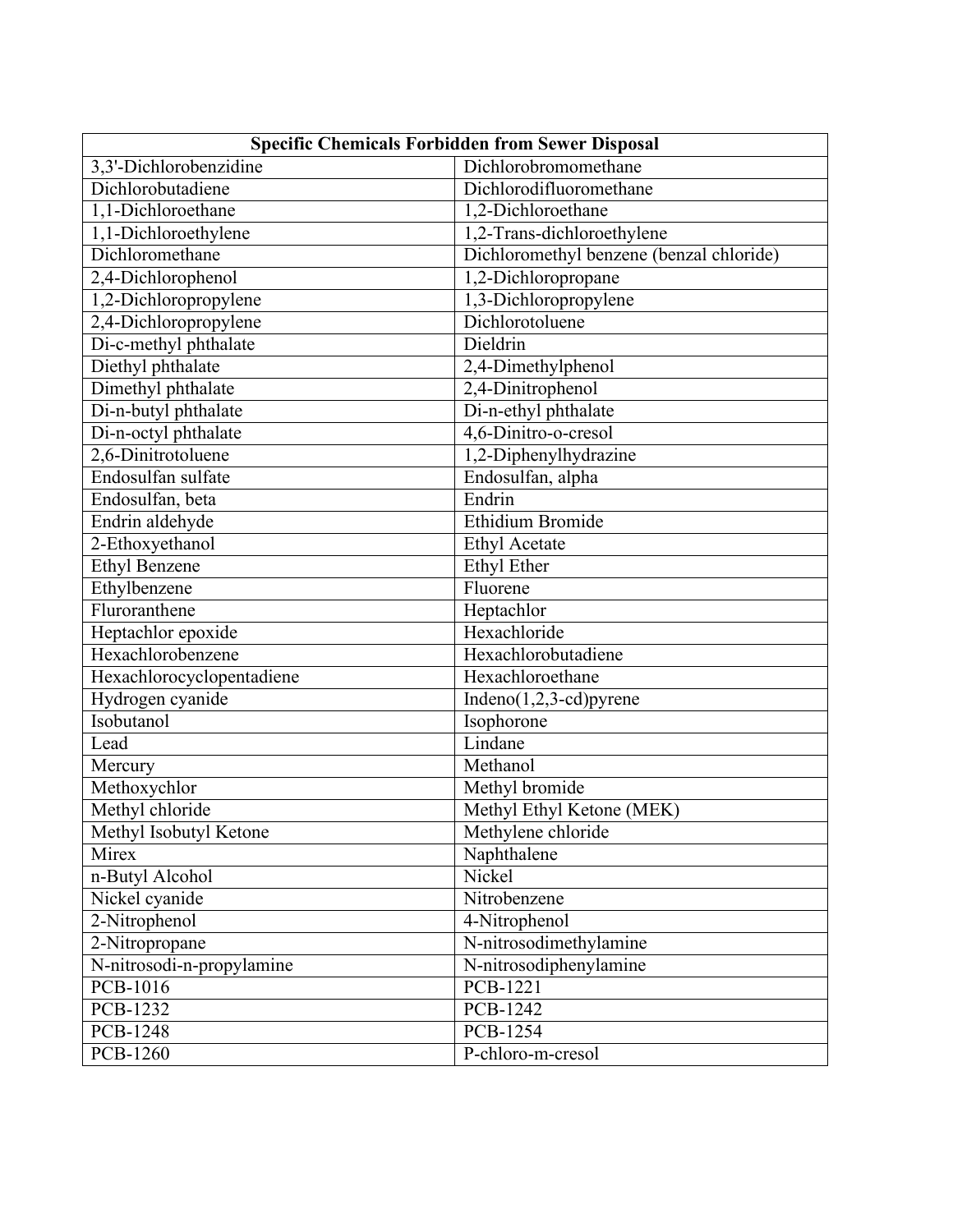| Specific Chemicals Forbidden from Sewer Disposal | |
|---|---|
| 3,3'-Dichlorobenzidine | Dichlorobromomethane |
| Dichlorobutadiene | Dichlorodifluoromethane |
| 1,1-Dichloroethane | 1,2-Dichloroethane |
| 1,1-Dichloroethylene | 1,2-Trans-dichloroethylene |
| Dichloromethane | Dichloromethyl benzene (benzal chloride) |
| 2,4-Dichlorophenol | 1,2-Dichloropropane |
| 1,2-Dichloropropylene | 1,3-Dichloropropylene |
| 2,4-Dichloropropylene | Dichlorotoluene |
| Di-c-methyl phthalate | Dieldrin |
| Diethyl phthalate | 2,4-Dimethylphenol |
| Dimethyl phthalate | 2,4-Dinitrophenol |
| Di-n-butyl phthalate | Di-n-ethyl phthalate |
| Di-n-octyl phthalate | 4,6-Dinitro-o-cresol |
| 2,6-Dinitrotoluene | 1,2-Diphenylhydrazine |
| Endosulfan sulfate | Endosulfan, alpha |
| Endosulfan, beta | Endrin |
| Endrin aldehyde | Ethidium Bromide |
| 2-Ethoxyethanol | Ethyl Acetate |
| Ethyl Benzene | Ethyl Ether |
| Ethylbenzene | Fluorene |
| Fluroranthene | Heptachlor |
| Heptachlor epoxide | Hexachloride |
| Hexachlorobenzene | Hexachlorobutadiene |
| Hexachlorocyclopentadiene | Hexachloroethane |
| Hydrogen cyanide | Indeno(1,2,3-cd)pyrene |
| Isobutanol | Isophorone |
| Lead | Lindane |
| Mercury | Methanol |
| Methoxychlor | Methyl bromide |
| Methyl chloride | Methyl Ethyl Ketone (MEK) |
| Methyl Isobutyl Ketone | Methylene chloride |
| Mirex | Naphthalene |
| n-Butyl Alcohol | Nickel |
| Nickel cyanide | Nitrobenzene |
| 2-Nitrophenol | 4-Nitrophenol |
| 2-Nitropropane | N-nitrosodimethylamine |
| N-nitrosodi-n-propylamine | N-nitrosodiphenylamine |
| PCB-1016 | PCB-1221 |
| PCB-1232 | PCB-1242 |
| PCB-1248 | PCB-1254 |
| PCB-1260 | P-chloro-m-cresol |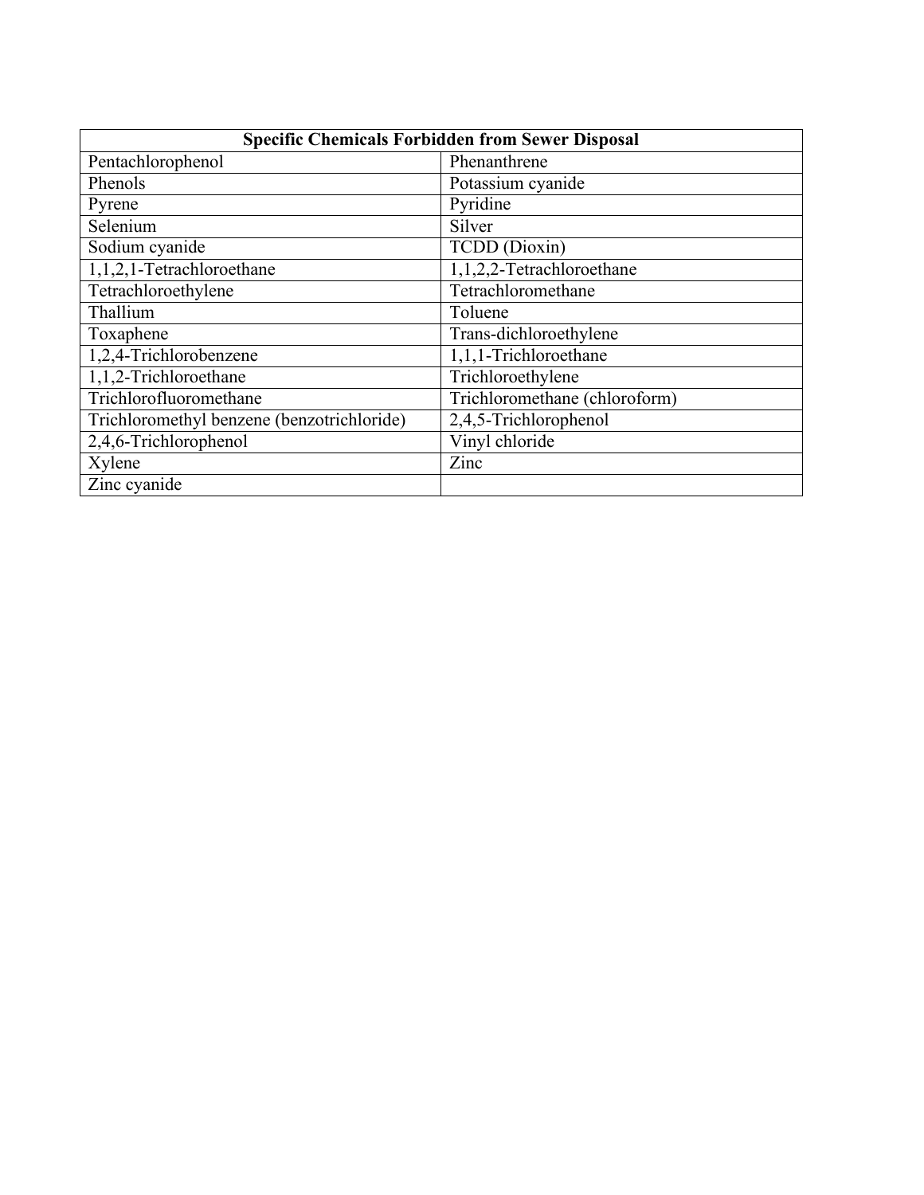| Specific Chemicals Forbidden from Sewer Disposal | |
| --- | --- |
| Pentachlorophenol | Phenanthrene |
| Phenols | Potassium cyanide |
| Pyrene | Pyridine |
| Selenium | Silver |
| Sodium cyanide | TCDD (Dioxin) |
| 1,1,2,1-Tetrachloroethane | 1,1,2,2-Tetrachloroethane |
| Tetrachloroethylene | Tetrachloromethane |
| Thallium | Toluene |
| Toxaphene | Trans-dichloroethylene |
| 1,2,4-Trichlorobenzene | 1,1,1-Trichloroethane |
| 1,1,2-Trichloroethane | Trichloroethylene |
| Trichlorofluoromethane | Trichloromethane (chloroform) |
| Trichloromethyl benzene (benzotrichloride) | 2,4,5-Trichlorophenol |
| 2,4,6-Trichlorophenol | Vinyl chloride |
| Xylene | Zinc |
| Zinc cyanide | |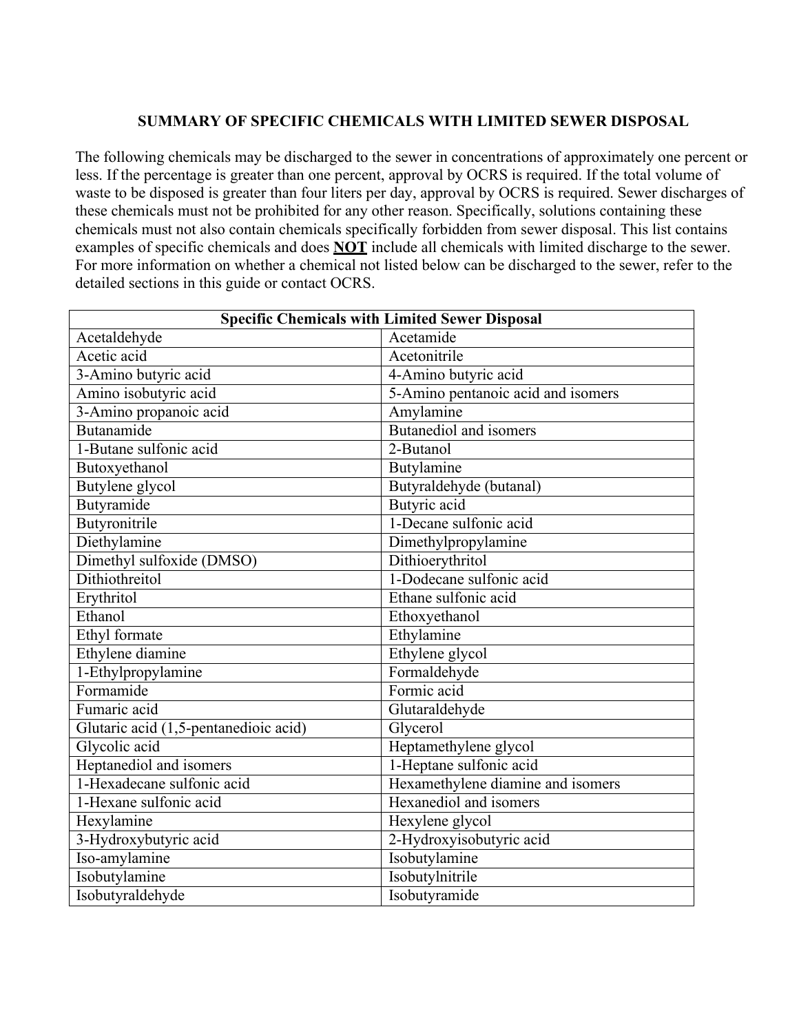## SUMMARY OF SPECIFIC CHEMICALS WITH LIMITED SEWER DISPOSAL

The following chemicals may be discharged to the sewer in concentrations of approximately one percent or less. If the percentage is greater than one percent, approval by OCRS is required. If the total volume of waste to be disposed is greater than four liters per day, approval by OCRS is required. Sewer discharges of these chemicals must not be prohibited for any other reason. Specifically, solutions containing these chemicals must not also contain chemicals specifically forbidden from sewer disposal. This list contains examples of specific chemicals and does **NOT** include all chemicals with limited discharge to the sewer. For more information on whether a chemical not listed below can be discharged to the sewer, refer to the detailed sections in this guide or contact OCRS.

| Specific Chemicals with Limited Sewer Disposal | |
|---|---|
| Acetaldehyde | Acetamide |
| Acetic acid | Acetonitrile |
| 3-Amino butyric acid | 4-Amino butyric acid |
| Amino isobutyric acid | 5-Amino pentanoic acid and isomers |
| 3-Amino propanoic acid | Amylamine |
| Butanamide | Butanediol and isomers |
| 1-Butane sulfonic acid | 2-Butanol |
| Butoxyethanol | Butylamine |
| Butylene glycol | Butyraldehyde (butanal) |
| Butyramide | Butyric acid |
| Butyronitrile | 1-Decane sulfonic acid |
| Diethylamine | Dimethylpropylamine |
| Dimethyl sulfoxide (DMSO) | Dithioerythritol |
| Dithiothreitol | 1-Dodecane sulfonic acid |
| Erythritol | Ethane sulfonic acid |
| Ethanol | Ethoxyethanol |
| Ethyl formate | Ethylamine |
| Ethylene diamine | Ethylene glycol |
| 1-Ethylpropylamine | Formaldehyde |
| Formamide | Formic acid |
| Fumaric acid | Glutaraldehyde |
| Glutaric acid (1,5-pentanedioic acid) | Glycerol |
| Glycolic acid | Heptamethylene glycol |
| Heptanediol and isomers | 1-Heptane sulfonic acid |
| 1-Hexadecane sulfonic acid | Hexamethylene diamine and isomers |
| 1-Hexane sulfonic acid | Hexanediol and isomers |
| Hexylamine | Hexylene glycol |
| 3-Hydroxybutyric acid | 2-Hydroxyisobutyric acid |
| Iso-amylamine | Isobutylamine |
| Isobutylamine | Isobutylnitrile |
| Isobutyraldehyde | Isobutyramide |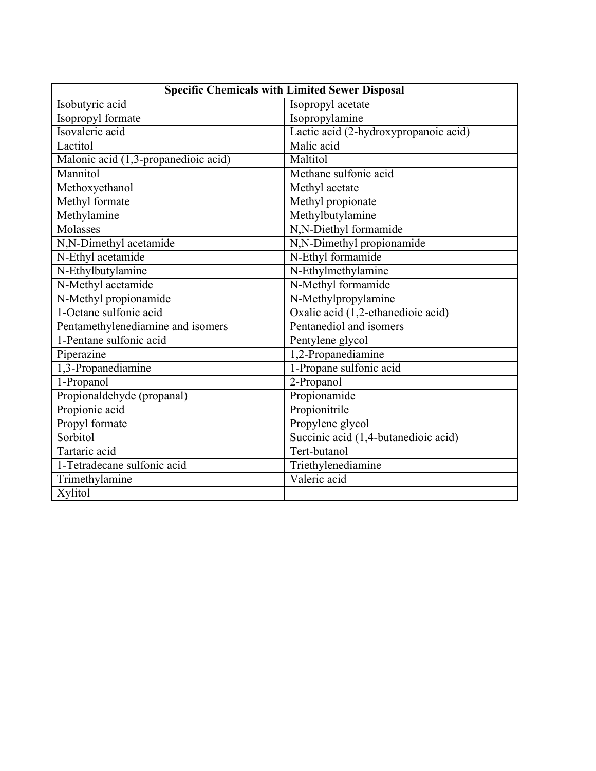| Specific Chemicals with Limited Sewer Disposal | |
|---|---|
| Isobutyric acid | Isopropyl acetate |
| Isopropyl formate | Isopropylamine |
| Isovaleric acid | Lactic acid (2-hydroxypropanoic acid) |
| Lactitol | Malic acid |
| Malonic acid (1,3-propanedioic acid) | Maltitol |
| Mannitol | Methane sulfonic acid |
| Methoxyethanol | Methyl acetate |
| Methyl formate | Methyl propionate |
| Methylamine | Methylbutylamine |
| Molasses | N,N-Diethyl formamide |
| N,N-Dimethyl acetamide | N,N-Dimethyl propionamide |
| N-Ethyl acetamide | N-Ethyl formamide |
| N-Ethylbutylamine | N-Ethylmethylamine |
| N-Methyl acetamide | N-Methyl formamide |
| N-Methyl propionamide | N-Methylpropylamine |
| 1-Octane sulfonic acid | Oxalic acid (1,2-ethanedioic acid) |
| Pentamethylenediamine and isomers | Pentanediol and isomers |
| 1-Pentane sulfonic acid | Pentylene glycol |
| Piperazine | 1,2-Propanediamine |
| 1,3-Propanediamine | 1-Propane sulfonic acid |
| 1-Propanol | 2-Propanol |
| Propionaldehyde (propanal) | Propionamide |
| Propionic acid | Propionitrile |
| Propyl formate | Propylene glycol |
| Sorbitol | Succinic acid (1,4-butanedioic acid) |
| Tartaric acid | Tert-butanol |
| 1-Tetradecane sulfonic acid | Triethylenediamine |
| Trimethylamine | Valeric acid |
| Xylitol | |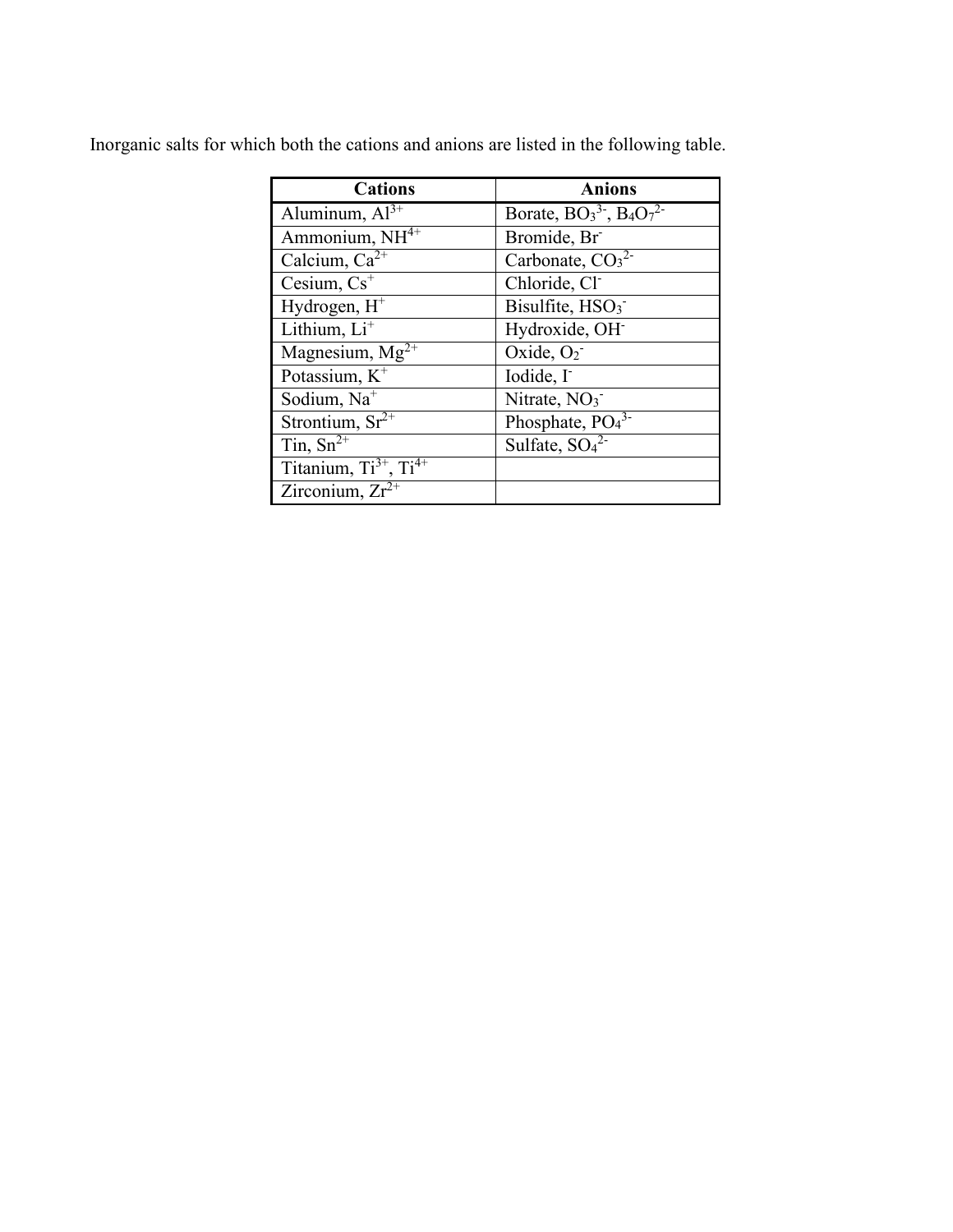Inorganic salts for which both the cations and anions are listed in the following table.

| Cations | Anions |
|---|---|
| Aluminum, $Al^{3+}$ | Borate, $BO_3^{3-}$, $B_4O_7^{2-}$ |
| Ammonium, $NH^{4+}$ | Bromide, $Br^-$ |
| Calcium, $Ca^{2+}$ | Carbonate, $CO_3^{2-}$ |
| Cesium, $Cs^+$ | Chloride, $Cl^-$ |
| Hydrogen, $H^+$ | Bisulfite, $HSO_3^-$ |
| Lithium, $Li^+$ | Hydroxide, $OH^-$ |
| Magnesium, $Mg^{2+}$ | Oxide, $O_2^-$ |
| Potassium, $K^+$ | Iodide, $I^-$ |
| Sodium, $Na^+$ | Nitrate, $NO_3^-$ |
| Strontium, $Sr^{2+}$ | Phosphate, $PO_4^{3-}$ |
| Tin, $Sn^{2+}$ | Sulfate, $SO_4^{2-}$ |
| Titanium, $Ti^{3+}$, $Ti^{4+}$ | |
| Zirconium, $Zr^{2+}$ | |